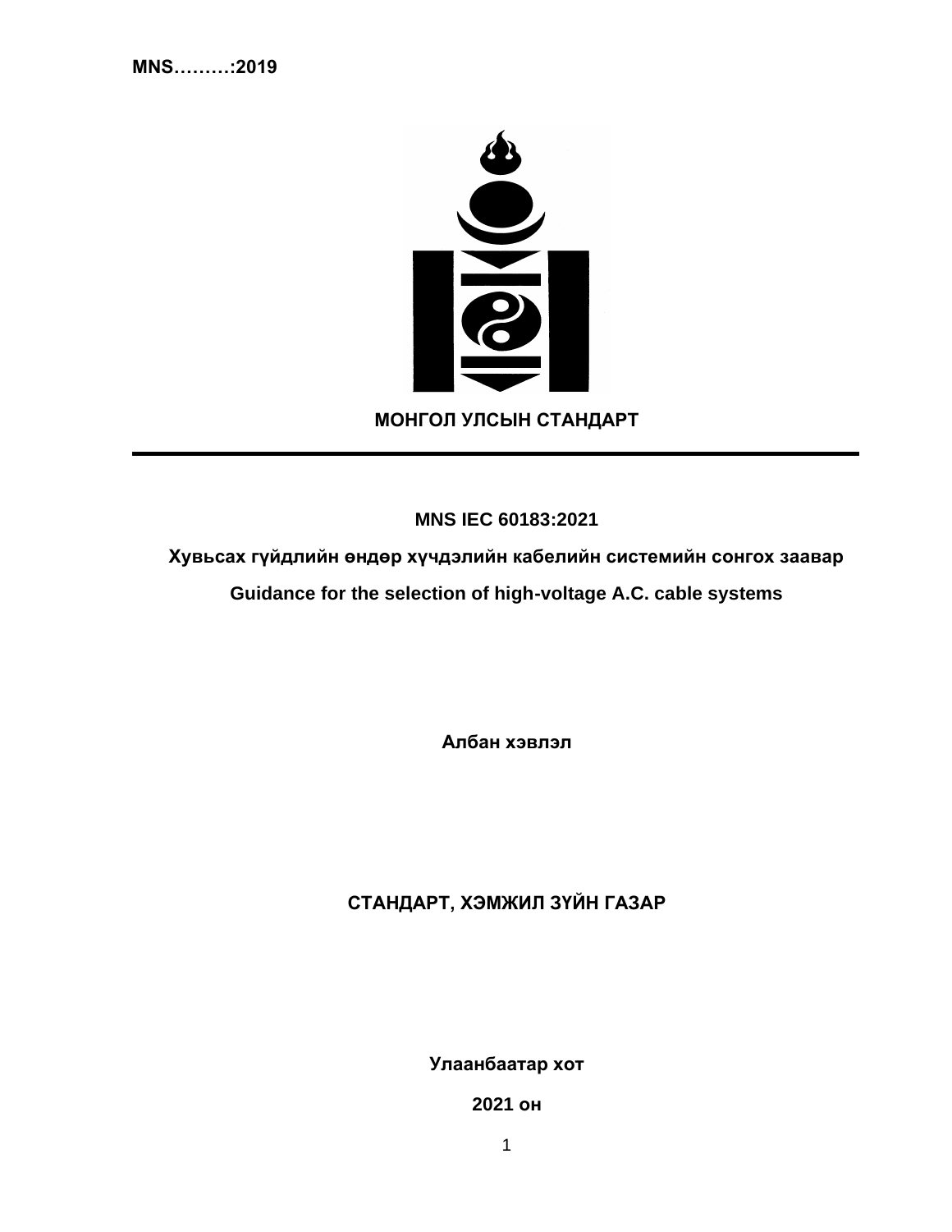**MNS………:2019**

**МОНГОЛ УЛСЫН СТАНДАРТ**

---

**MNS IEC 60183:2021**

**Хувьсах гүйдлийн өндөр хүчдэлийн кабелийн системийн сонгох заавар**

**Guidance for the selection of high-voltage A.C. cable systems**

**Албан хэвлэл**

**СТАНДАРТ, ХЭМЖИЛ ЗҮЙН ГАЗАР**

**Улаанбаатар хот**

**2021 он**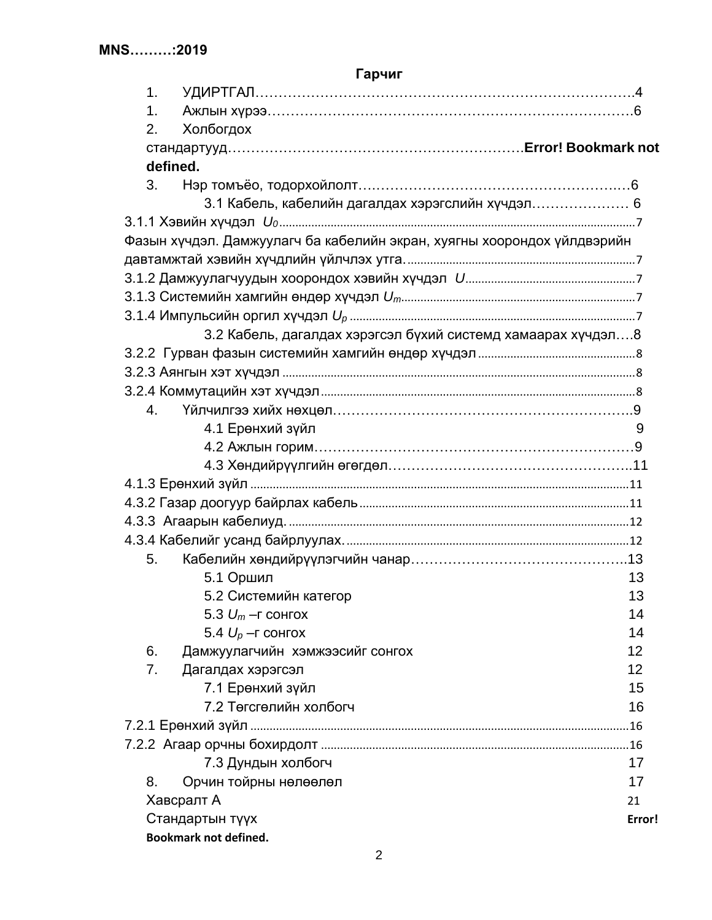MNS………:2019

## Гарчиг

1. УДИРТГАЛ………………………………………………………………………4
1. Ажлын хүрээ………………………………………………………………………6
2. Холбогдох стандартууд………………………………………………………**Error! Bookmark not defined.**
3. Нэр томъёо, тодорхойлолт…………………………………………………6
    3.1 Кабель, кабелийн дагалдах хэрэгслийн хүчдэл………………… 6

3.1.1 Хэвийн хүчдэл *$U_0$*……………………………………………………7

Фазын хүчдэл. Дамжуулагч ба кабелийн экран, хуягны хоорондох үйлдвэрийн давтамжтай хэвийн хүчдлийн үйлчлэх утга.……………………………………7

3.1.2 Дамжуулагчуудын хоорондох хэвийн хүчдэл *$U$*………………………7

3.1.3 Системийн хамгийн өндөр хүчдэл *$U_m$*…………………………………7

3.1.4 Импульсийн оргил хүчдэл *$U_p$* …………………………………………7

    3.2 Кабель, дагалдах хэрэгсэл бүхий системд хамаарах хүчдэл….8

3.2.2 Гурван фазын системийн хамгийн өндөр хүчдэл………………………8

3.2.3 Аянгын хэт хүчдэл …………………………………………………………8

3.2.4 Коммутацийн хэт хүчдэл……………………………………………………8

4. Үйлчилгээ хийх нөхцөл…………………………………………………..9
    4.1 Ерөнхий зүйл 9
    4.2 Ажлын горим…………………………………………………………9
    4.3 Хөндийрүүлгийн өгөгдөл…………………………………………..11

4.1.3 Ерөнхий зүйл ………………………………………………………………11

4.3.2 Газар доогуур байрлах кабель……………………………………………11

4.3.3 Агаарын кабелиуд. …………………………………………………………12

4.3.4 Кабелийг усанд байрлуулах. ………………………………………………12

5. Кабелийн хөндийрүүлэгчийн чанар………………………………….13
    5.1 Оршил 13
    5.2 Системийн категор 13
    5.3 *$U_m$* –г сонгох 14
    5.4 *$U_p$* –г сонгох 14
6. Дамжуулагчийн хэмжээсийг сонгох 12
7. Дагалдах хэрэгсэл 12
    7.1 Ерөнхий зүйл 15
    7.2 Төгсгөлийн холбогч 16

7.2.1 Ерөнхий зүйл ………………………………………………………………16

7.2.2 Агаар орчны бохирдолт ……………………………………………………16

    7.3 Дундын холбогч 17
8. Орчин тойрны нөлөөлөл 17

Хавсралт А 21

Стандартын түүх **Error! Bookmark not defined.**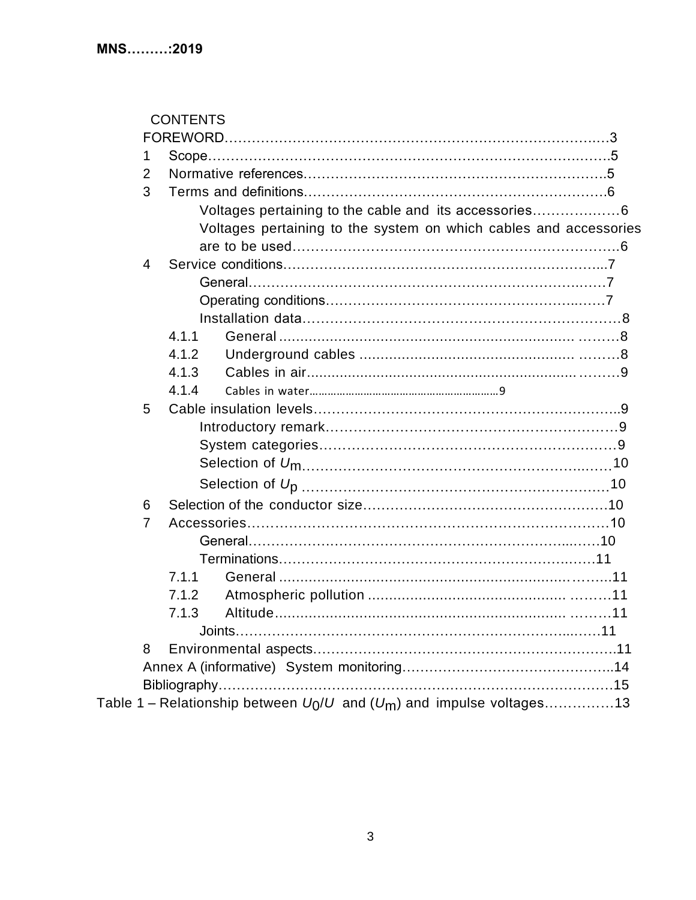CONTENTS

FOREWORD……………………………………………………………………………3

1 Scope……………………………………………………………………………5

2 Normative references…………………………………………………………5

3 Terms and definitions…………………………………………………………6

   Voltages pertaining to the cable and its accessories………………6

   Voltages pertaining to the system on which cables and accessories are to be used……………………………………………………………6

4 Service conditions……………………………………………………………7

   General……………………………………………………………………7

   Operating conditions……………………………………………………7

   Installation data…………………………………………………………8

   4.1.1 General ………………………………………………………………8

   4.1.2 Underground cables …………………………………………………8

   4.1.3 Cables in air…………………………………………………………9

   4.1.4 Cables in water………………………………………………………9

5 Cable insulation levels………………………………………………………9

   Introductory remark……………………………………………………9

   System categories………………………………………………………9

   Selection of $U_m$……………………………………………………10

   Selection of $U_p$ ……………………………………………………10

6 Selection of the conductor size……………………………………………10

7 Accessories……………………………………………………………………10

   General……………………………………………………………………10

   Terminations………………………………………………………………11

   7.1.1 General ………………………………………………………………11

   7.1.2 Atmospheric pollution ………………………………………………11

   7.1.3 Altitude………………………………………………………………11

   Joints………………………………………………………………………11

8 Environmental aspects…………………………………………………………11

Annex A (informative) System monitoring……………………………………14

Bibliography…………………………………………………………………………15

Table 1 – Relationship between $U_0/U$ and ($U_m$) and impulse voltages……………13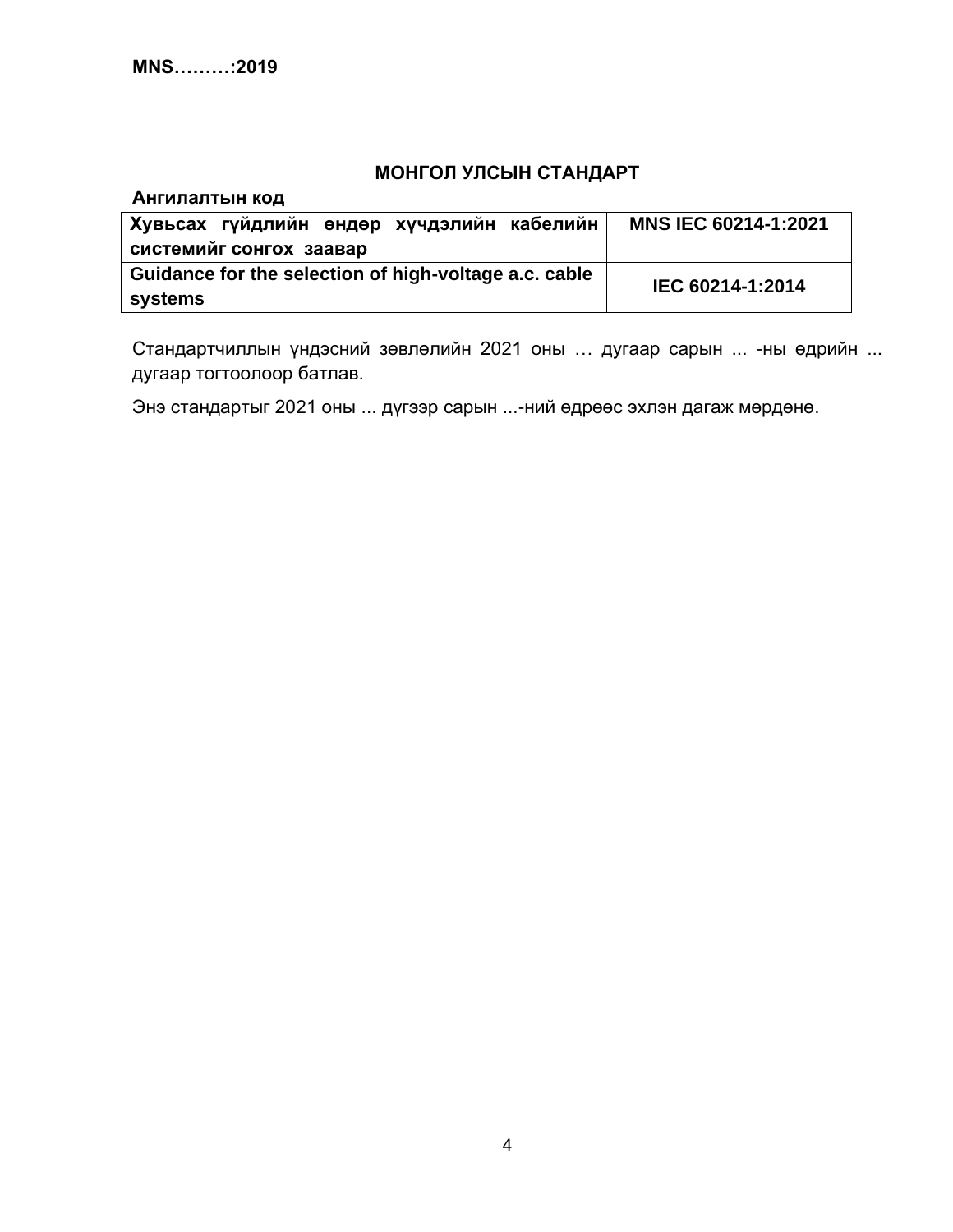**MNS………:2019**

## МОНГОЛ УЛСЫН СТАНДАРТ

**Ангилалтын код**

| **Хувьсах гүйдлийн өндөр хүчдэлийн кабелийн системийг сонгох заавар** | **MNS IEC 60214-1:2021** |
|---|---|
| **Guidance for the selection of high-voltage a.c. cable systems** | **IEC 60214-1:2014** |

Стандартчиллын үндэсний зөвлөлийн 2021 оны … дугаар сарын ... -ны өдрийн ... дугаар тогтоолоор батлав.

Энэ стандартыг 2021 оны ... дүгээр сарын ...-ний өдрөөс эхлэн дагаж мөрдөнө.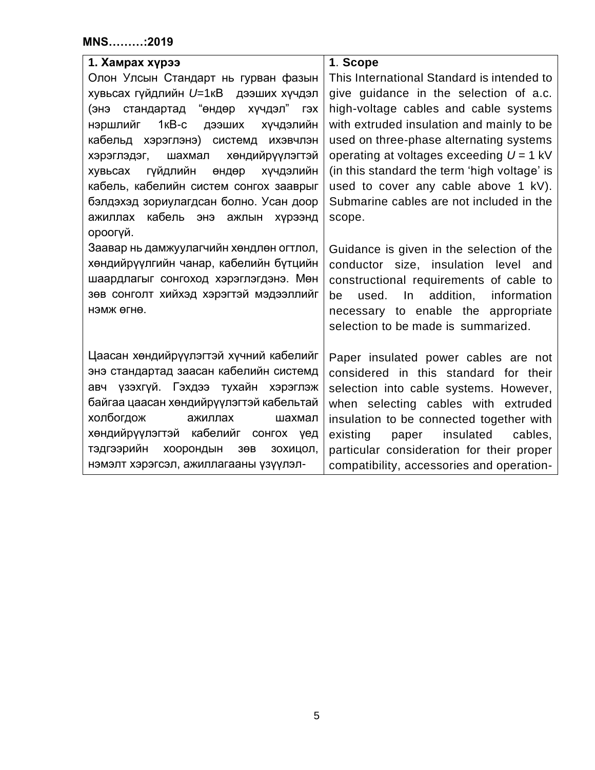| 1. Хамрах хүрээ | 1. Scope |
|---|---|
| Олон Улсын Стандарт нь гурван фазын хувьсах гүйдлийн $U$=1кВ дээших хүчдэл (энэ стандартад "өндөр хүчдэл" гэх нэршлийг 1кВ-с дээших хүчдэлийн кабельд хэрэглэнэ) системд ихэвчлэн хэрэглэдэг, шахмал хөндийрүүлэгтэй хувьсах гүйдлийн өндөр хүчдэлийн кабель, кабелийн систем сонгох зааврыг бэлдэхэд зориулагдсан болно. Усан доор ажиллах кабель энэ ажлын хүрээнд ороогүй. | This International Standard is intended to give guidance in the selection of a.c. high-voltage cables and cable systems with extruded insulation and mainly to be used on three-phase alternating systems operating at voltages exceeding $U$ = 1 kV (in this standard the term 'high voltage' is used to cover any cable above 1 kV). Submarine cables are not included in the scope. |
| Заавар нь дамжуулагчийн хөндлөн огтлол, хөндийрүүлгийн чанар, кабелийн бүтцийн шаардлагыг сонгоход хэрэглэгдэнэ. Мөн зөв сонголт хийхэд хэрэгтэй мэдээллийг нэмж өгнө. | Guidance is given in the selection of the conductor size, insulation level and constructional requirements of cable to be used. In addition, information necessary to enable the appropriate selection to be made is summarized. |
| Цаасан хөндийрүүлэгтэй хүчний кабелийг энэ стандартад заасан кабелийн системд авч үзэхгүй. Гэхдээ тухайн хэрэглэж байгаа цаасан хөндийрүүлэгтэй кабельтай холбогдож ажиллах шахмал хөндийрүүлэгтэй кабелийг сонгох үед тэдгээрийн хоорондын зөв зохицол, нэмэлт хэрэгсэл, ажиллагааны үзүүлэл- | Paper insulated power cables are not considered in this standard for their selection into cable systems. However, when selecting cables with extruded insulation to be connected together with existing paper insulated cables, particular consideration for their proper compatibility, accessories and operation- |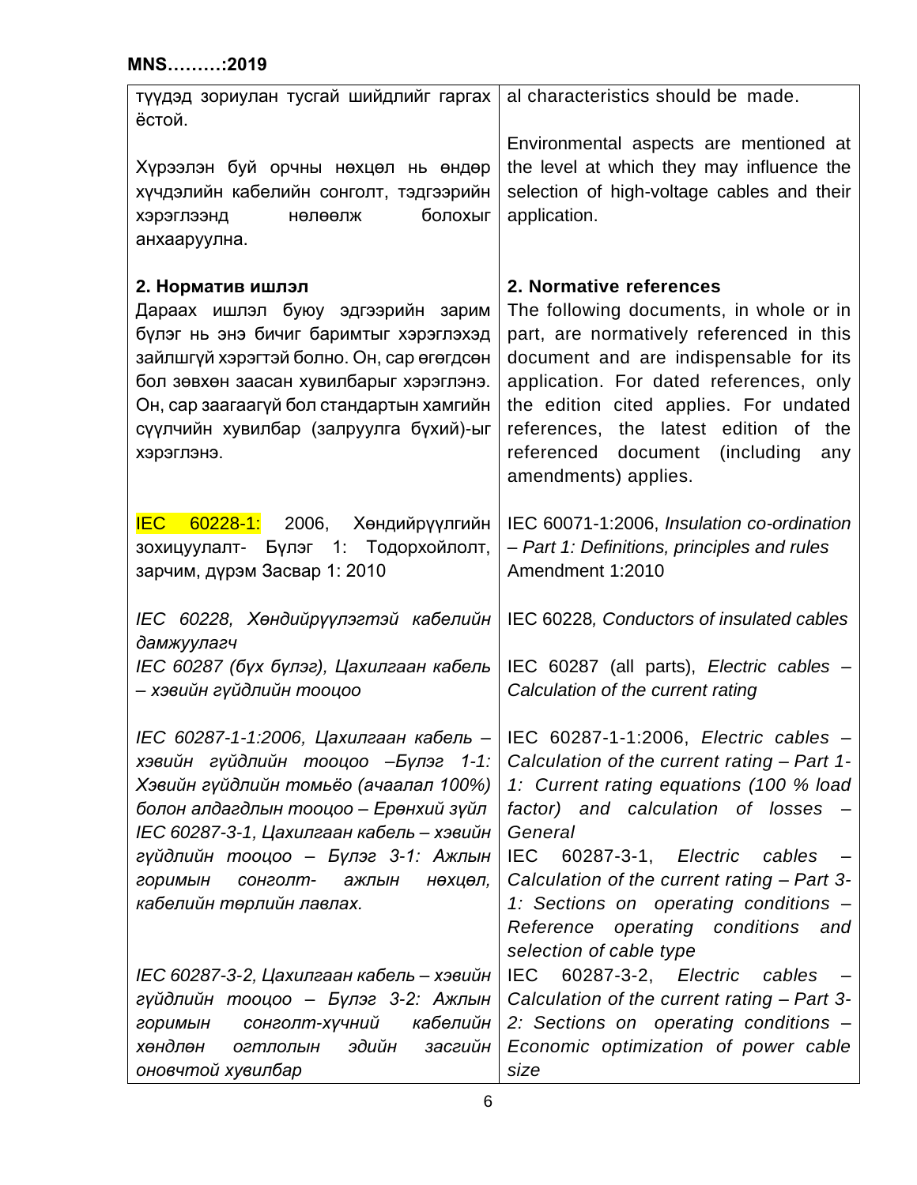| түүдэд зориулан тусгай шийдлийг гаргах ёстой. | al characteristics should be made. |
|---|---|
| Хүрээлэн буй орчны нөхцөл нь өндөр хүчдэлийн кабелийн сонголт, тэдгээрийн хэрэглээнд нөлөөлж болохыг анхааруулна. | Environmental aspects are mentioned at the level at which they may influence the selection of high-voltage cables and their application. |
| **2. Норматив ишлэл** Дараах ишлэл буюу эдгээрийн зарим бүлэг нь энэ бичиг баримтыг хэрэглэхэд зайлшгүй хэрэгтэй болно. Он, сар өгөгдсөн бол зөвхөн заасан хувилбарыг хэрэглэнэ. Он, сар заагаагүй бол стандартын хамгийн сүүлчийн хувилбар (залруулга бүхий)-ыг хэрэглэнэ. | **2. Normative references** The following documents, in whole or in part, are normatively referenced in this document and are indispensable for its application. For dated references, only the edition cited applies. For undated references, the latest edition of the referenced document (including any amendments) applies. |
| IEC 60228-1: 2006, Хөндийрүүлгийн зохицуулалт- Бүлэг 1: Тодорхойлолт, зарчим, дүрэм Засвар 1: 2010 | IEC 60071-1:2006, *Insulation co-ordination – Part 1: Definitions, principles and rules* Amendment 1:2010 |
| *IEC 60228, Хөндийрүүлэгтэй кабелийн дамжуулагч* | IEC 60228*, Conductors of insulated cables* |
| *IEC 60287 (бүх бүлэг), Цахилгаан кабель – хэвийн гүйдлийн тооцоо* | IEC 60287 (all parts), *Electric cables – Calculation of the current rating* |
| *IEC 60287-1-1:2006, Цахилгаан кабель – хэвийн гүйдлийн тооцоо –Бүлэг 1-1: Хэвийн гүйдлийн томьёо (ачаалал 100%) болон алдагдлын тооцоо – Ерөнхий зүйл* | IEC 60287-1-1:2006, *Electric cables – Calculation of the current rating – Part 1-1: Current rating equations (100 % load factor) and calculation of losses – General* |
| *IEC 60287-3-1, Цахилгаан кабель – хэвийн гүйдлийн тооцоо – Бүлэг 3-1: Ажлын горимын сонголт- ажлын нөхцөл, кабелийн төрлийн лавлах.* | IEC 60287-3-1, *Electric cables – Calculation of the current rating – Part 3-1: Sections on operating conditions – Reference operating conditions and selection of cable type* |
| *IEC 60287-3-2, Цахилгаан кабель – хэвийн гүйдлийн тооцоо – Бүлэг 3-2: Ажлын горимын сонголт-хүчний кабелийн хөндлөн огтлолын эдийн засгийн оновчтой хувилбар* | IEC 60287-3-2, *Electric cables – Calculation of the current rating – Part 3-2: Sections on operating conditions – Economic optimization of power cable size* |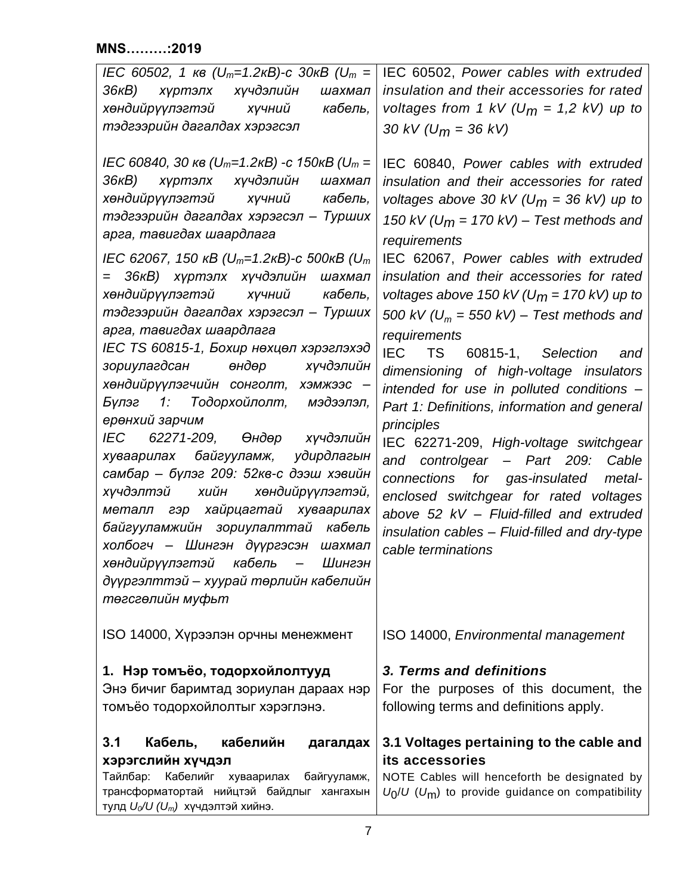| | |
|---|---|
| *IEC 60502, 1 кв ($U_m$=1.2кВ)-с 30кВ ($U_m$ = 36кВ) хүртэлх хүчдэлийн шахмал хөндийрүүлэгтэй хүчний кабель, тэдгээрийн дагалдах хэрэгсэл* | IEC 60502, *Power cables with extruded insulation and their accessories for rated voltages from 1 kV ($U_m$ = 1,2 kV) up to 30 kV ($U_m$ = 36 kV)* |
| *IEC 60840, 30 кв ($U_m$=1.2кВ) -с 150кВ ($U_m$ = 36кВ) хүртэлх хүчдэлийн шахмал хөндийрүүлэгтэй хүчний кабель, тэдгээрийн дагалдах хэрэгсэл – Турших арга, тавигдах шаардлага* | IEC 60840, *Power cables with extruded insulation and their accessories for rated voltages above 30 kV ($U_m$ = 36 kV) up to 150 kV ($U_m$ = 170 kV) – Test methods and requirements* |
| *IEC 62067, 150 кВ ($U_m$=1.2кВ)-с 500кВ ($U_m$ = 36кВ) хүртэлх хүчдэлийн шахмал хөндийрүүлэгтэй хүчний кабель, тэдгээрийн дагалдах хэрэгсэл – Турших арга, тавигдах шаардлага* | IEC 62067, *Power cables with extruded insulation and their accessories for rated voltages above 150 kV ($U_m$ = 170 kV) up to 500 kV ($U_m$ = 550 kV) – Test methods and requirements* |
| *IEC TS 60815-1, Бохир нөхцөл хэрэглэхэд зориулагдсан өндөр хүчдэлийн хөндийрүүлэгчийн сонголт, хэмжээс – Бүлэг 1: Тодорхойлолт, мэдээлэл, ерөнхий зарчим* | IEC TS 60815-1, *Selection and dimensioning of high-voltage insulators intended for use in polluted conditions – Part 1: Definitions, information and general principles* |
| *IEC 62271-209, Өндөр хүчдэлийн хуваарилах байгууламж, удирдлагын самбар – бүлэг 209: 52кв-с дээш хэвийн хүчдэлтэй хийн хөндийрүүлэгтэй, металл гэр хайрцагтай хуваарилах байгууламжийн зориулалттай кабель холбогч – Шингэн дүүргэсэн шахмал хөндийрүүлэгтэй кабель – Шингэн дүүргэлттэй – хуурай төрлийн кабелийн төгсгөлийн муфьт* | IEC 62271-209, *High-voltage switchgear and controlgear – Part 209: Cable connections for gas-insulated metal-enclosed switchgear for rated voltages above 52 kV – Fluid-filled and extruded insulation cables – Fluid-filled and dry-type cable terminations* |
| ISO 14000, Хүрээлэн орчны менежмент | ISO 14000, *Environmental management* |
| **1. Нэр томъёо, тодорхойлолтууд**<br>Энэ бичиг баримтад зориулан дараах нэр томъёо тодорхойлолтыг хэрэглэнэ. | ***3. Terms and definitions***<br>For the purposes of this document, the following terms and definitions apply. |
| **3.1 Кабель, кабелийн дагалдах хэрэгслийн хүчдэл**<br>Тайлбар: Кабелийг хуваарилах байгууламж, трансформатортай нийцтэй байдлыг хангахын тулд $U_0/U$ ($U_m$) хүчдэлтэй хийнэ. | **3.1 Voltages pertaining to the cable and its accessories**<br>NOTE Cables will henceforth be designated by $U_0/U$ ($U_m$) to provide guidance on compatibility |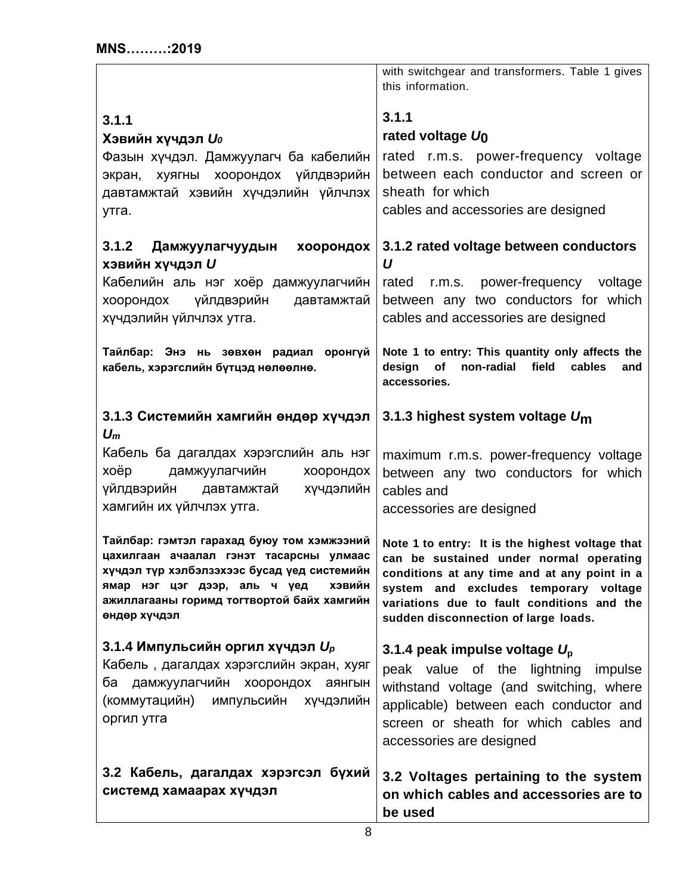| | |
|---|---|
| | with switchgear and transformers. Table 1 gives this information. |
| **3.1.1**<br>**Хэвийн хүчдэл $U_0$**<br>Фазын хүчдэл. Дамжуулагч ба кабелийн экран, хуягны хоорондох үйлдвэрийн давтамжтай хэвийн хүчдэлийн үйлчлэх утга. | **3.1.1**<br>**rated voltage $U_0$**<br>rated r.m.s. power-frequency voltage between each conductor and screen or sheath for which cables and accessories are designed |
| **3.1.2 Дамжуулагчуудын хоорондох хэвийн хүчдэл $U$**<br>Кабелийн аль нэг хоёр дамжуулагчийн хоорондох үйлдвэрийн давтамжтай хүчдэлийн үйлчлэх утга.<br><br>**Тайлбар: Энэ нь зөвхөн радиал оронгүй кабель, хэрэгслийн бүтцэд нөлөөлнө.** | **3.1.2 rated voltage between conductors $U$**<br>rated r.m.s. power-frequency voltage between any two conductors for which cables and accessories are designed<br><br>**Note 1 to entry: This quantity only affects the design of non-radial field cables and accessories.** |
| **3.1.3 Системийн хамгийн өндөр хүчдэл $U_m$**<br>Кабель ба дагалдах хэрэгслийн аль нэг хоёр дамжуулагчийн хоорондох үйлдвэрийн давтамжтай хүчдэлийн хамгийн их үйлчлэх утга.<br><br>**Тайлбар: гэмтэл гарахад буюу том хэмжээний цахилгаан ачаалал гэнэт тасарсны улмаас хүчдэл түр хэлбэлзэхээс бусад үед системийн ямар нэг цэг дээр, аль ч үед хэвийн ажиллагааны горимд тогтвортой байх хамгийн өндөр хүчдэл** | **3.1.3 highest system voltage $U_m$**<br>maximum r.m.s. power-frequency voltage between any two conductors for which cables and accessories are designed<br><br>**Note 1 to entry: It is the highest voltage that can be sustained under normal operating conditions at any time and at any point in a system and excludes temporary voltage variations due to fault conditions and the sudden disconnection of large loads.** |
| **3.1.4 Импульсийн оргил хүчдэл $U_p$**<br>Кабель , дагалдах хэрэгслийн экран, хуяг ба дамжуулагчийн хоорондох аянгын (коммутацийн) импульсийн хүчдэлийн оргил утга | **3.1.4 peak impulse voltage $U_p$**<br>peak value of the lightning impulse withstand voltage (and switching, where applicable) between each conductor and screen or sheath for which cables and accessories are designed |
| **3.2 Кабель, дагалдах хэрэгсэл бүхий системд хамаарах хүчдэл** | **3.2 Voltages pertaining to the system on which cables and accessories are to be used** |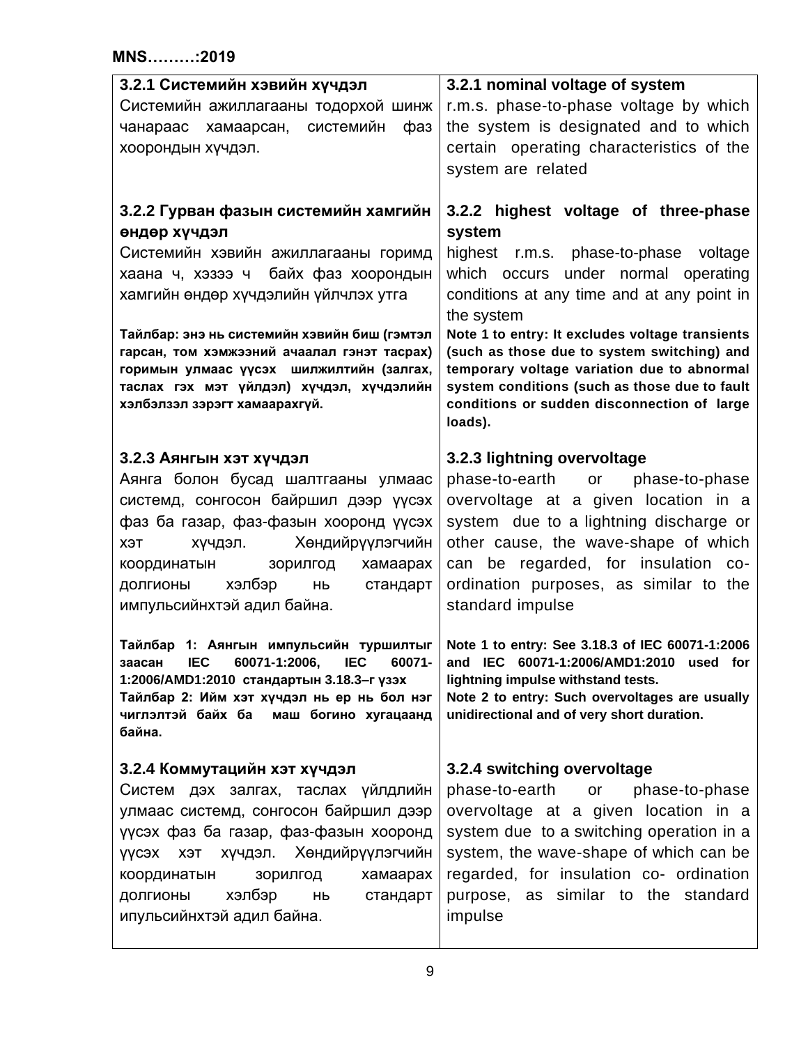| **3.2.1 Системийн хэвийн хүчдэл**<br>Системийн ажиллагааны тодорхой шинж чанараас хамаарсан, системийн фаз хоорондын хүчдэл. | **3.2.1 nominal voltage of system**<br>r.m.s. phase-to-phase voltage by which the system is designated and to which certain operating characteristics of the system are related |
|---|---|
| **3.2.2 Гурван фазын системийн хамгийн өндөр хүчдэл**<br>Системийн хэвийн ажиллагааны горимд хаана ч, хэзээ ч байх фаз хоорондын хамгийн өндөр хүчдэлийн үйлчлэх утга<br><br>**Тайлбар: энэ нь системийн хэвийн биш (гэмтэл гарсан, том хэмжээний ачаалал гэнэт тасрах) горимын улмаас үүсэх шилжилтийн (залгах, таслах гэх мэт үйлдэл) хүчдэл, хүчдэлийн хэлбэлзэл зэрэгт хамаарахгүй.** | **3.2.2 highest voltage of three-phase system**<br>highest r.m.s. phase-to-phase voltage which occurs under normal operating conditions at any time and at any point in the system<br>**Note 1 to entry: It excludes voltage transients (such as those due to system switching) and temporary voltage variation due to abnormal system conditions (such as those due to fault conditions or sudden disconnection of large loads).** |
| **3.2.3 Аянгын хэт хүчдэл**<br>Аянга болон бусад шалтгааны улмаас системд, сонгосон байршил дээр үүсэх фаз ба газар, фаз-фазын хооронд үүсэх хэт хүчдэл. Хөндийрүүлэгчийн координатын зорилгод хамаарах долгионы хэлбэр нь стандарт импульсийнхтэй адил байна.<br><br>**Тайлбар 1: Аянгын импульсийн туршилтыг заасан IEC 60071-1:2006, IEC 60071-1:2006/AMD1:2010 стандартын 3.18.3–г үзэх**<br>**Тайлбар 2: Ийм хэт хүчдэл нь ер нь бол нэг чиглэлтэй байх ба маш богино хугацаанд байна.** | **3.2.3 lightning overvoltage**<br>phase-to-earth or phase-to-phase overvoltage at a given location in a system due to a lightning discharge or other cause, the wave-shape of which can be regarded, for insulation co-ordination purposes, as similar to the standard impulse<br><br>**Note 1 to entry: See 3.18.3 of IEC 60071-1:2006 and IEC 60071-1:2006/AMD1:2010 used for lightning impulse withstand tests.**<br>**Note 2 to entry: Such overvoltages are usually unidirectional and of very short duration.** |
| **3.2.4 Коммутацийн хэт хүчдэл**<br>Систем дэх залгах, таслах үйлдлийн улмаас системд, сонгосон байршил дээр үүсэх фаз ба газар, фаз-фазын хооронд үүсэх хэт хүчдэл. Хөндийрүүлэгчийн координатын зорилгод хамаарах долгионы хэлбэр нь стандарт ипульсийнхтэй адил байна. | **3.2.4 switching overvoltage**<br>phase-to-earth or phase-to-phase overvoltage at a given location in a system due to a switching operation in a system, the wave-shape of which can be regarded, for insulation co- ordination purpose, as similar to the standard impulse |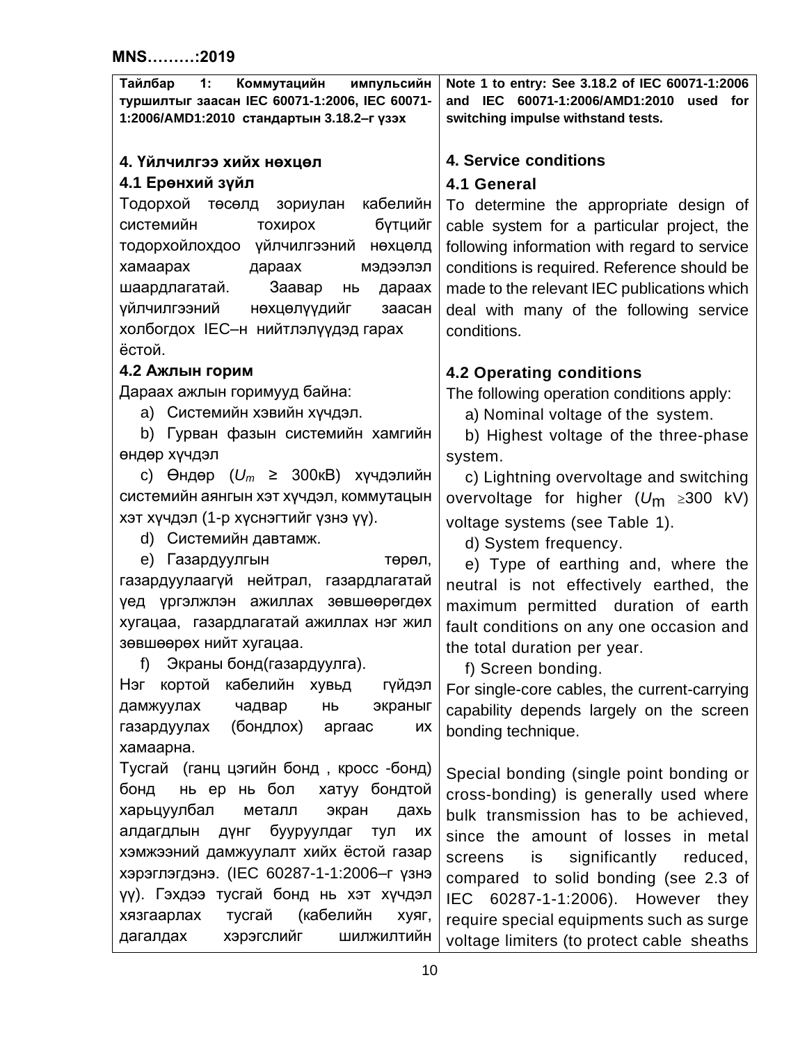**MNS………:2019**

| Тайлбар 1: Коммутацийн импульсийн туршилтыг заасан IEC 60071-1:2006, IEC 60071-1:2006/AMD1:2010 стандартын 3.18.2–г үзэх | Note 1 to entry: See 3.18.2 of IEC 60071-1:2006 and IEC 60071-1:2006/AMD1:2010 used for switching impulse withstand tests. |
|---|---|

## 4. Үйлчилгээ хийх нөхцөл / 4. Service conditions

### 4.1 Ерөнхий зүйл / 4.1 General

Тодорхой төсөлд зориулан кабелийн системийн тохирох бүтцийг тодорхойлохдоо үйлчилгээний нөхцөлд хамаарах дараах мэдээлэл шаардлагатай. Заавар нь дараах үйлчилгээний нөхцөлүүдийг заасан холбогдох IEC–н нийтлэлүүдэд гарах ёстой.

To determine the appropriate design of cable system for a particular project, the following information with regard to service conditions is required. Reference should be made to the relevant IEC publications which deal with many of the following service conditions.

### 4.2 Ажлын горим / 4.2 Operating conditions

Дараах ажлын горимууд байна:

a) Системийн хэвийн хүчдэл.

b) Гурван фазын системийн хамгийн өндөр хүчдэл

c) Өндөр ($U_m$ ≥ 300кВ) хүчдэлийн системийн аянгын хэт хүчдэл, коммутацын хэт хүчдэл (1-р хүснэгтийг үзнэ үү).

d) Системийн давтамж.

e) Газардуулгын төрөл, газардуулаагүй нейтрал, газардлагатай үед үргэлжлэн ажиллах зөвшөөрөгдөх хугацаа, газардлагатай ажиллах нэг жил зөвшөөрөх нийт хугацаа.

f) Экраны бонд(газардуулга).

Нэг кортой кабелийн хувьд гүйдэл дамжуулах чадвар нь экраныг газардуулах (бондлох) аргаас их хамаарна.

Тусгай (ганц цэгийн бонд , кросс -бонд) бонд нь ер нь бол хатуу бондтой харьцуулбал металл экран дахь алдагдлын дүнг бууруулдаг тул их хэмжээний дамжуулалт хийх ёстой газар хэрэглэгдэнэ. (IEC 60287-1-1:2006–г үзнэ үү). Гэхдээ тусгай бонд нь хэт хүчдэл хязгаарлах тусгай (кабелийн хуяг, дагалдах хэрэгслийг шилжилтийн

The following operation conditions apply:

a) Nominal voltage of the system.

b) Highest voltage of the three-phase system.

c) Lightning overvoltage and switching overvoltage for higher ($U_m$ ≥300 kV) voltage systems (see Table 1).

d) System frequency.

e) Type of earthing and, where the neutral is not effectively earthed, the maximum permitted duration of earth fault conditions on any one occasion and the total duration per year.

f) Screen bonding.

For single-core cables, the current-carrying capability depends largely on the screen bonding technique.

Special bonding (single point bonding or cross-bonding) is generally used where bulk transmission has to be achieved, since the amount of losses in metal screens is significantly reduced, compared to solid bonding (see 2.3 of IEC 60287-1-1:2006). However they require special equipments such as surge voltage limiters (to protect cable sheaths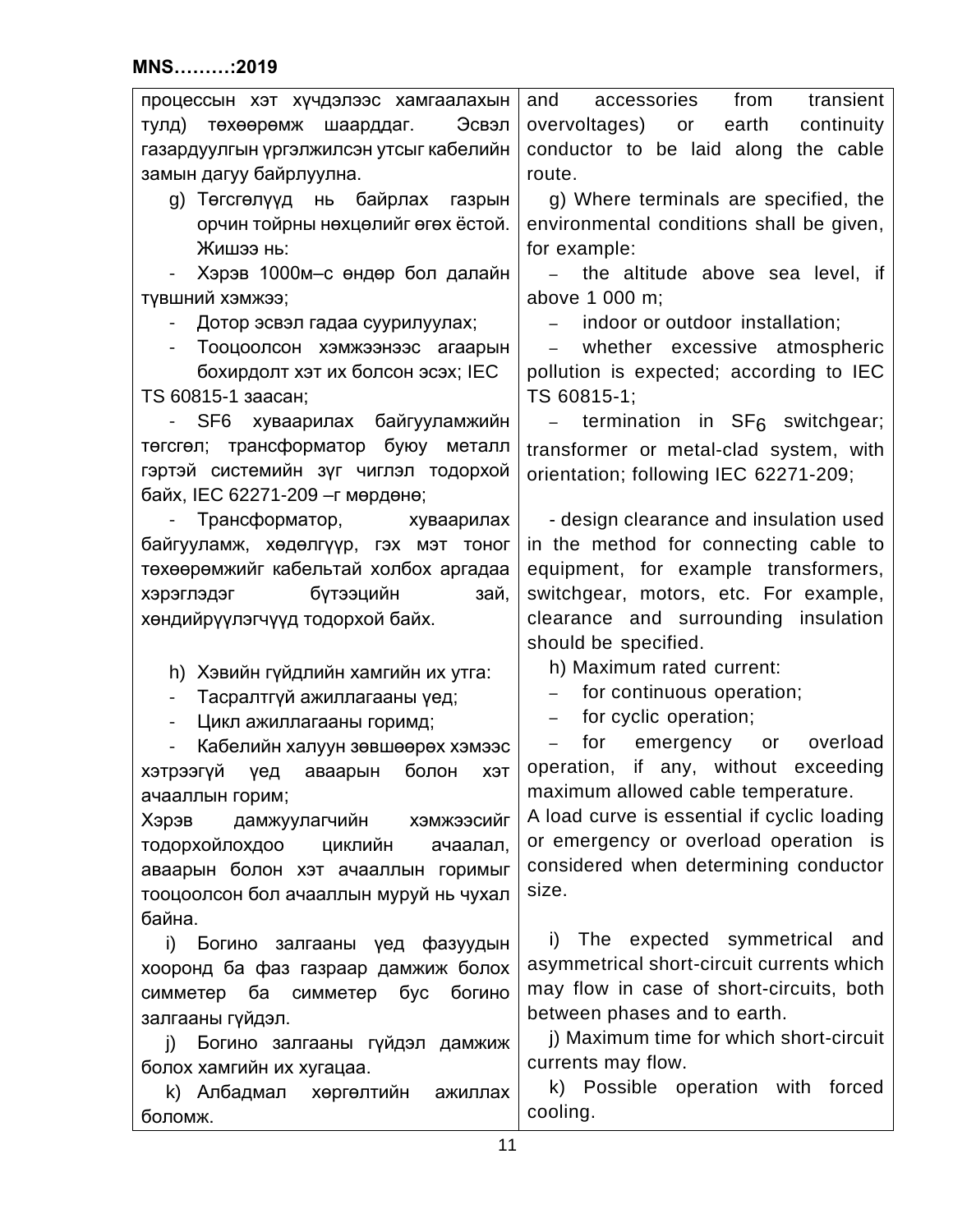| | |
|---|---|
| процессын хэт хүчдэлээс хамгаалахын тулд) төхөөрөмж шаарддаг. Эсвэл газардуулгын үргэлжилсэн утсыг кабелийн замын дагуу байрлуулна. | and accessories from transient overvoltages) or earth continuity conductor to be laid along the cable route. |
| g) Төгсгөлүүд нь байрлах газрын орчин тойрны нөхцөлийг өгөх ёстой. Жишээ нь:<br>- Хэрэв 1000м–с өндөр бол далайн түвшний хэмжээ;<br>- Дотор эсвэл гадаа суурилуулах;<br>- Тооцоолсон хэмжээнээс агаарын бохирдолт хэт их болсон эсэх; IEC TS 60815-1 заасан;<br>- SF6 хуваарилах байгууламжийн төгсгөл; трансформатор буюу металл гэртэй системийн зүг чиглэл тодорхой байх, IEC 62271-209 –г мөрдөнө;<br>- Трансформатор, хуваарилах байгууламж, хөдөлгүүр, гэх мэт тоног төхөөрөмжийг кабельтай холбох аргадаа хэрэглэдэг бүтээцийн зай, хөндийрүүлэгчүүд тодорхой байх. | g) Where terminals are specified, the environmental conditions shall be given, for example:<br>– the altitude above sea level, if above 1 000 m;<br>– indoor or outdoor installation;<br>– whether excessive atmospheric pollution is expected; according to IEC TS 60815-1;<br>– termination in $SF_6$ switchgear; transformer or metal-clad system, with orientation; following IEC 62271-209;<br>- design clearance and insulation used in the method for connecting cable to equipment, for example transformers, switchgear, motors, etc. For example, clearance and surrounding insulation should be specified. |
| h) Хэвийн гүйдлийн хамгийн их утга:<br>- Тасралтгүй ажиллагааны үед;<br>- Цикл ажиллагааны горимд;<br>- Кабелийн халуун зөвшөөрөх хэмээс хэтрээгүй үед аваарын болон хэт ачааллын горим;<br>Хэрэв дамжуулагчийн хэмжээсийг тодорхойлохдоо циклийн ачаалал, аваарын болон хэт ачааллын горимыг тооцоолсон бол ачааллын муруй нь чухал байна. | h) Maximum rated current:<br>– for continuous operation;<br>– for cyclic operation;<br>– for emergency or overload operation, if any, without exceeding maximum allowed cable temperature.<br>A load curve is essential if cyclic loading or emergency or overload operation is considered when determining conductor size. |
| i) Богино залгааны үед фазуудын хооронд ба фаз газраар дамжиж болох симметер ба симметер бус богино залгааны гүйдэл. | i) The expected symmetrical and asymmetrical short-circuit currents which may flow in case of short-circuits, both between phases and to earth. |
| j) Богино залгааны гүйдэл дамжиж болох хамгийн их хугацаа. | j) Maximum time for which short-circuit currents may flow. |
| k) Албадмал хөргөлтийн ажиллах боломж. | k) Possible operation with forced cooling. |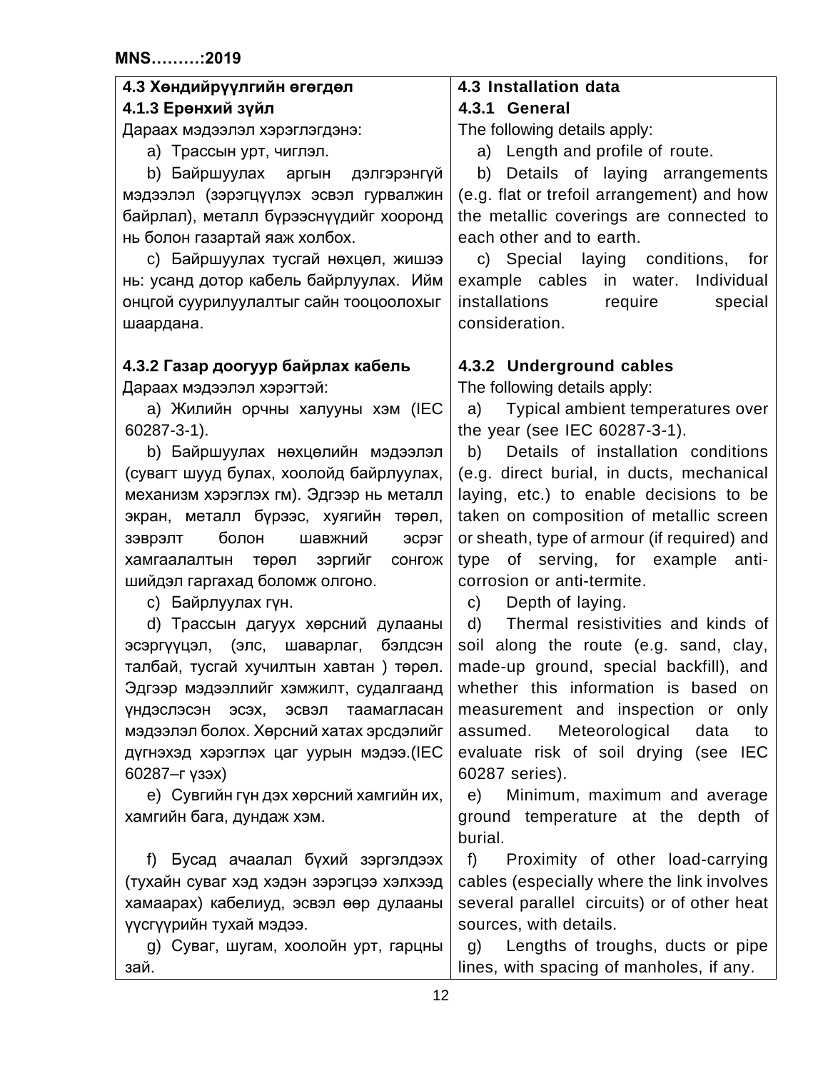| 4.3 Хөндийрүүлгийн өгөгдөл | 4.3 Installation data |
|---|---|
| **4.1.3 Ерөнхий зүйл** | **4.3.1 General** |
| Дараах мэдээлэл хэрэглэгдэнэ: | The following details apply: |
| a) Трассын урт, чиглэл. | a) Length and profile of route. |
| b) Байршуулах аргын дэлгэрэнгүй мэдээлэл (зэрэгцүүлэх эсвэл гурвалжин байрлал), металл бүрээснүүдийг хооронд нь болон газартай яаж холбох. | b) Details of laying arrangements (e.g. flat or trefoil arrangement) and how the metallic coverings are connected to each other and to earth. |
| c) Байршуулах тусгай нөхцөл, жишээ нь: усанд дотор кабель байрлуулах. Ийм онцгой суурилуулалтыг сайн тооцоолохыг шаардана. | c) Special laying conditions, for example cables in water. Individual installations require special consideration. |
| **4.3.2 Газар доогуур байрлах кабель** | **4.3.2 Underground cables** |
| Дараах мэдээлэл хэрэгтэй: | The following details apply: |
| a) Жилийн орчны халууны хэм (IEC 60287-3-1). | a) Typical ambient temperatures over the year (see IEC 60287-3-1). |
| b) Байршуулах нөхцөлийн мэдээлэл (сувагт шууд булах, хоолойд байрлуулах, механизм хэрэглэх гм). Эдгээр нь металл экран, металл бүрээс, хуягийн төрөл, зэврэлт болон шавжний эсрэг хамгаалалтын төрөл зэргийг сонгож шийдэл гаргахад боломж олгоно. | b) Details of installation conditions (e.g. direct burial, in ducts, mechanical laying, etc.) to enable decisions to be taken on composition of metallic screen or sheath, type of armour (if required) and type of serving, for example anti-corrosion or anti-termite. |
| c) Байрлуулах гүн. | c) Depth of laying. |
| d) Трассын дагуух хөрсний дулааны эсэргүүцэл, (элс, шаварлаг, бэлдсэн талбай, тусгай хучилтын хавтан ) төрөл. Эдгээр мэдээллийг хэмжилт, судалгаанд үндэслэсэн эсэх, эсвэл таамагласан мэдээлэл болох. Хөрсний хатах эрсдэлийг дүгнэхэд хэрэглэх цаг уурын мэдээ.(IEC 60287–г үзэх) | d) Thermal resistivities and kinds of soil along the route (e.g. sand, clay, made-up ground, special backfill), and whether this information is based on measurement and inspection or only assumed. Meteorological data to evaluate risk of soil drying (see IEC 60287 series). |
| e) Сувгийн гүн дэх хөрсний хамгийн их, хамгийн бага, дундаж хэм. | e) Minimum, maximum and average ground temperature at the depth of burial. |
| f) Бусад ачаалал бүхий зэргэлдээх (тухайн суваг хэд хэдэн зэрэгцээ хэлхээд хамаарах) кабелиуд, эсвэл өөр дулааны үүсгүүрийн тухай мэдээ. | f) Proximity of other load-carrying cables (especially where the link involves several parallel circuits) or of other heat sources, with details. |
| g) Суваг, шугам, хоолойн урт, гарцны зай. | g) Lengths of troughs, ducts or pipe lines, with spacing of manholes, if any. |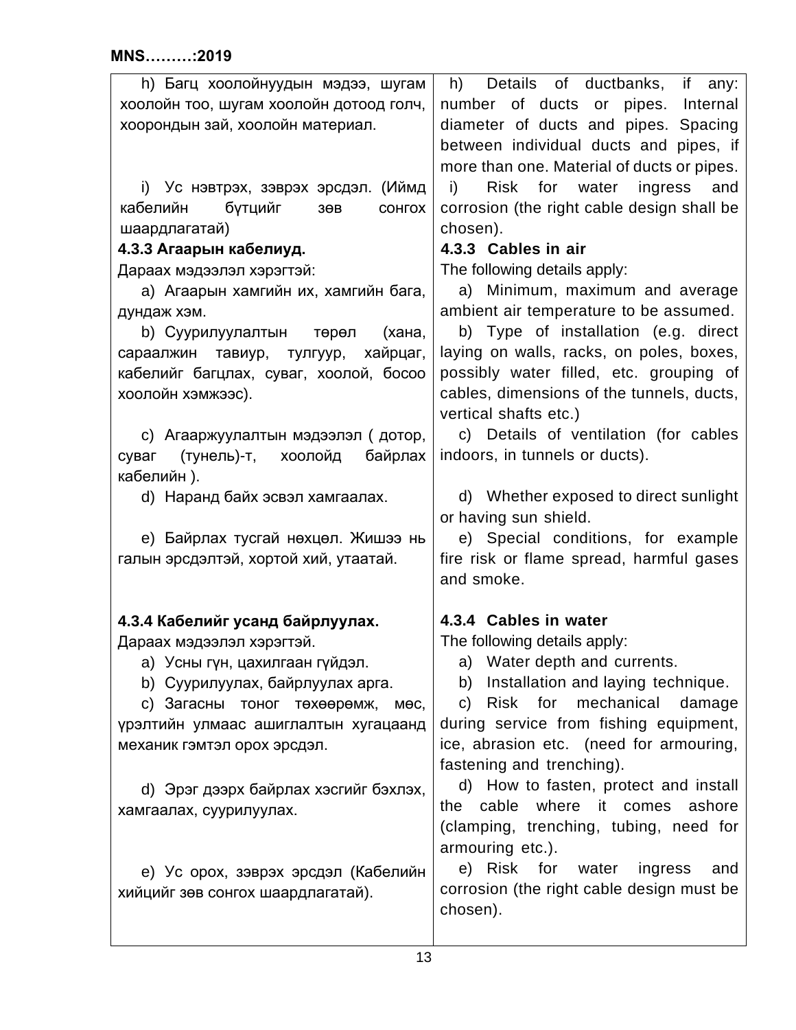| | |
|---|---|
| h) Багц хоолойнуудын мэдээ, шугам хоолойн тоо, шугам хоолойн дотоод голч, хоорондын зай, хоолойн материал. | h) Details of ductbanks, if any: number of ducts or pipes. Internal diameter of ducts and pipes. Spacing between individual ducts and pipes, if more than one. Material of ducts or pipes. |
| i) Ус нэвтрэх, зэврэх эрсдэл. (Иймд кабелийн бүтцийг зөв сонгох шаардлагатай) | i) Risk for water ingress and corrosion (the right cable design shall be chosen). |
| **4.3.3 Агаарын кабелиуд.** | **4.3.3 Cables in air** |
| Дараах мэдээлэл хэрэгтэй: | The following details apply: |
| a) Агаарын хамгийн их, хамгийн бага, дундаж хэм. | a) Minimum, maximum and average ambient air temperature to be assumed. |
| b) Суурилуулалтын төрөл (хана, сараалжин тавиур, тулгуур, хайрцаг, кабелийг багцлах, суваг, хоолой, босоо хоолойн хэмжээс). | b) Type of installation (e.g. direct laying on walls, racks, on poles, boxes, possibly water filled, etc. grouping of cables, dimensions of the tunnels, ducts, vertical shafts etc.) |
| c) Агааржуулалтын мэдээлэл ( дотор, суваг (тунель)-т, хоолойд байрлах кабелийн ). | c) Details of ventilation (for cables indoors, in tunnels or ducts). |
| d) Наранд байх эсвэл хамгаалах. | d) Whether exposed to direct sunlight or having sun shield. |
| e) Байрлах тусгай нөхцөл. Жишээ нь галын эрсдэлтэй, хортой хий, утаатай. | e) Special conditions, for example fire risk or flame spread, harmful gases and smoke. |
| **4.3.4 Кабелийг усанд байрлуулах.** | **4.3.4 Cables in water** |
| Дараах мэдээлэл хэрэгтэй. | The following details apply: |
| a) Усны гүн, цахилгаан гүйдэл. | a) Water depth and currents. |
| b) Суурилуулах, байрлуулах арга. | b) Installation and laying technique. |
| c) Загасны тоног төхөөрөмж, мөс, үрэлтийн улмаас ашиглалтын хугацаанд механик гэмтэл орох эрсдэл. | c) Risk for mechanical damage during service from fishing equipment, ice, abrasion etc. (need for armouring, fastening and trenching). |
| d) Эрэг дээрх байрлах хэсгийг бэхлэх, хамгаалах, суурилуулах. | d) How to fasten, protect and install the cable where it comes ashore (clamping, trenching, tubing, need for armouring etc.). |
| e) Ус орох, зэврэх эрсдэл (Кабелийн хийцийг зөв сонгох шаардлагатай). | e) Risk for water ingress and corrosion (the right cable design must be chosen). |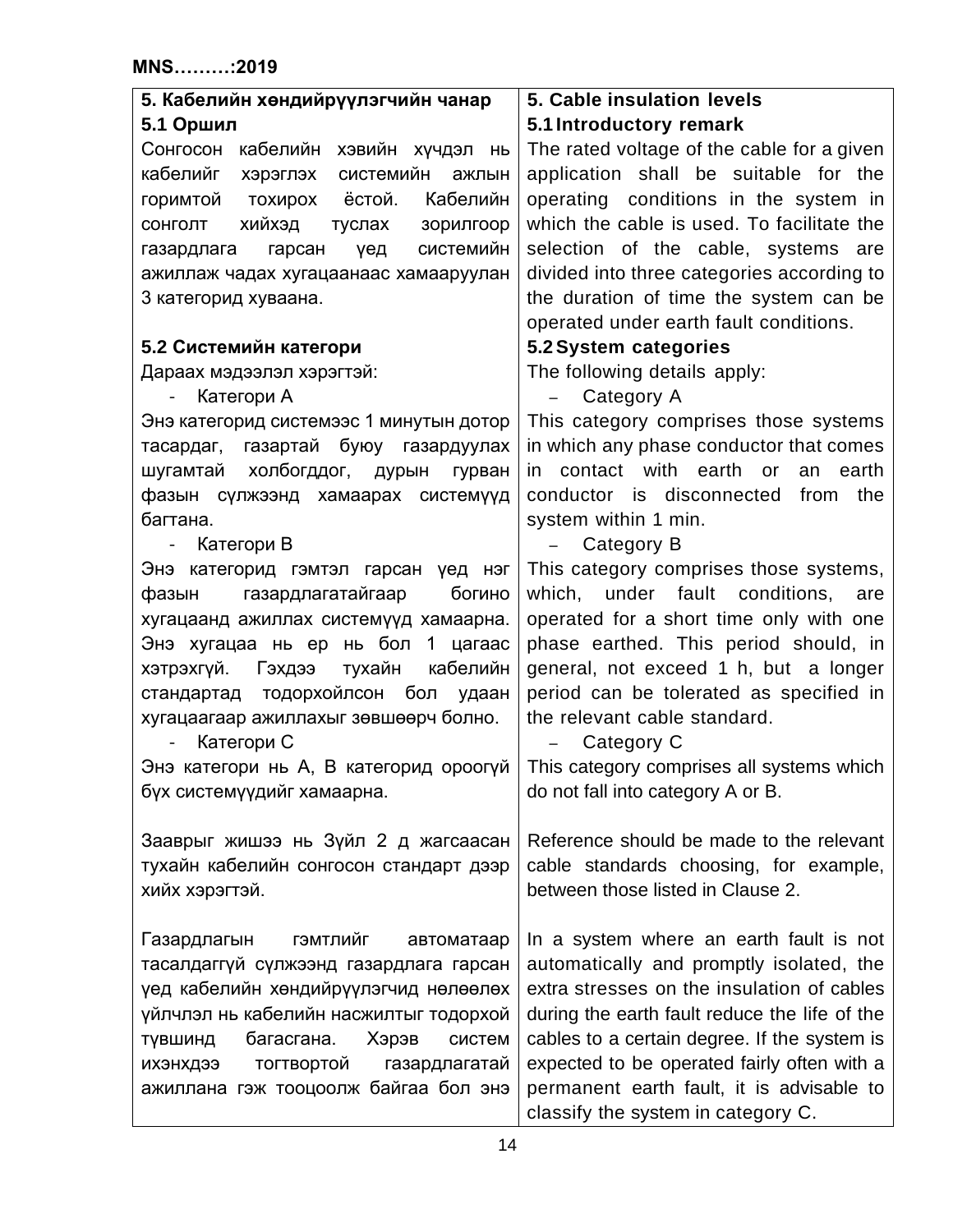| 5. Кабелийн хөндийрүүлэгчийн чанар | 5. Cable insulation levels |
|---|---|
| **5.1 Оршил** | **5.1 Introductory remark** |
| Сонгосон кабелийн хэвийн хүчдэл нь кабелийг хэрэглэх системийн ажлын горимтой тохирох ёстой. Кабелийн сонголт хийхэд туслах зорилгоор газардлага гарсан үед системийн ажиллаж чадах хугацаанаас хамааруулан 3 категорид хуваана. | The rated voltage of the cable for a given application shall be suitable for the operating conditions in the system in which the cable is used. To facilitate the selection of the cable, systems are divided into three categories according to the duration of time the system can be operated under earth fault conditions. |
| **5.2 Системийн категори** | **5.2 System categories** |
| Дараах мэдээлэл хэрэгтэй: | The following details apply: |
| - Категори A | – Category A |
| Энэ категорид системээс 1 минутын дотор тасардаг, газартай буюу газардуулах шугамтай холбогддог, дурын гурван фазын сүлжээнд хамаарах системүүд багтана. | This category comprises those systems in which any phase conductor that comes in contact with earth or an earth conductor is disconnected from the system within 1 min. |
| - Категори B | – Category B |
| Энэ категорид гэмтэл гарсан үед нэг фазын газардлагатайгаар богино хугацаанд ажиллах системүүд хамаарна. Энэ хугацаа нь ер нь бол 1 цагаас хэтрэхгүй. Гэхдээ тухайн кабелийн стандартад тодорхойлсон бол удаан хугацаагаар ажиллахыг зөвшөөрч болно. | This category comprises those systems, which, under fault conditions, are operated for a short time only with one phase earthed. This period should, in general, not exceed 1 h, but a longer period can be tolerated as specified in the relevant cable standard. |
| - Категори C | – Category C |
| Энэ категори нь A, B категорид ороогүй бүх системүүдийг хамаарна. | This category comprises all systems which do not fall into category A or B. |
| Зааврыг жишээ нь Зүйл 2 д жагсаасан тухайн кабелийн сонгосон стандарт дээр хийх хэрэгтэй. | Reference should be made to the relevant cable standards choosing, for example, between those listed in Clause 2. |
| Газардлагын гэмтлийг автоматаар тасалдаггүй сүлжээнд газардлага гарсан үед кабелийн хөндийрүүлэгчид нөлөөлөх үйлчлэл нь кабелийн насжилтыг тодорхой түвшинд багасгана. Хэрэв систем ихэнхдээ тогтвортой газардлагатай ажиллана гэж тооцоолж байгаа бол энэ | In a system where an earth fault is not automatically and promptly isolated, the extra stresses on the insulation of cables during the earth fault reduce the life of the cables to a certain degree. If the system is expected to be operated fairly often with a permanent earth fault, it is advisable to classify the system in category C. |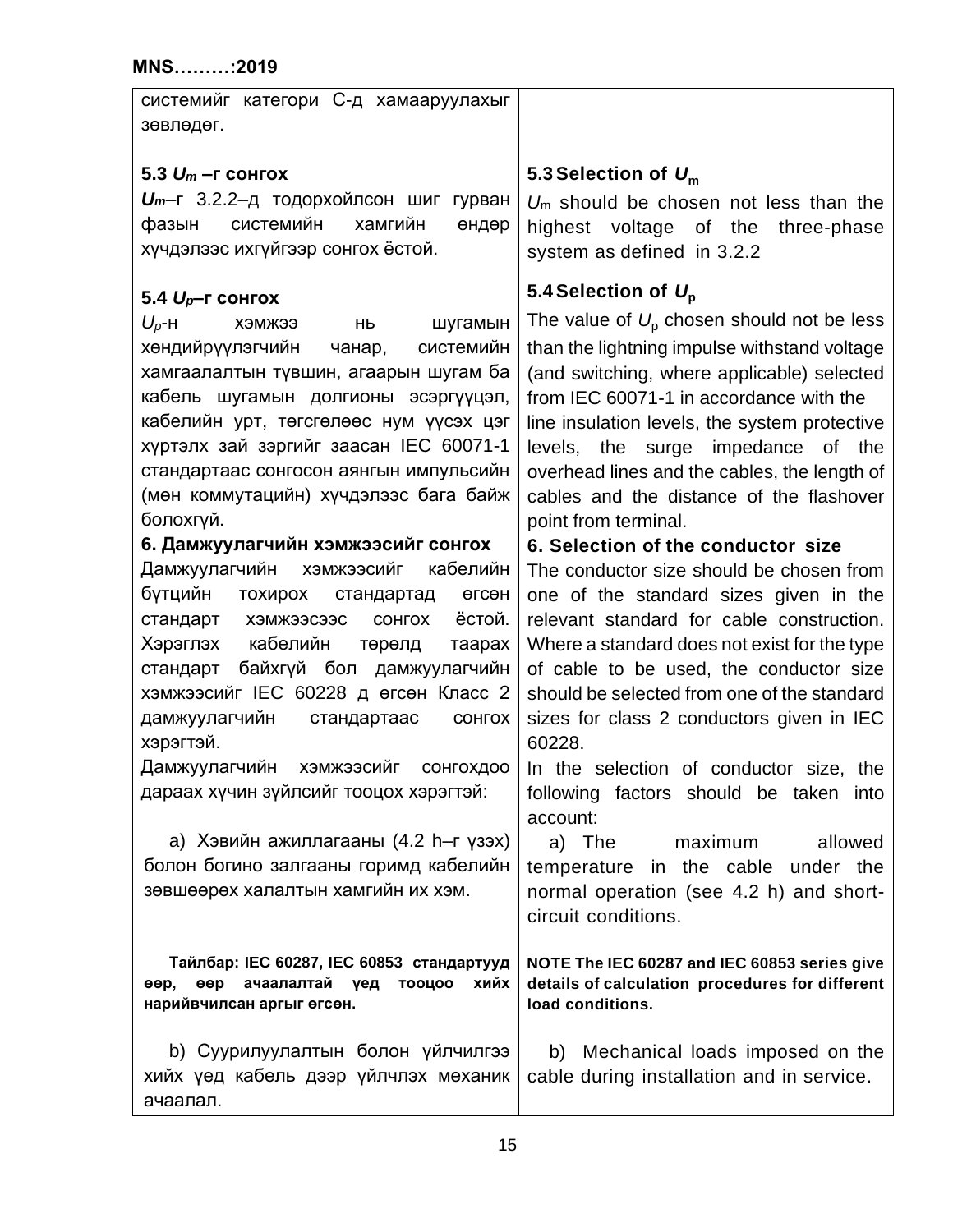| | |
|---|---|
| системийг категори С-д хамааруулахыг зөвлөдөг. | |
| **5.3 $U_m$ –г сонгох**<br>$U_m$–г 3.2.2–д тодорхойлсон шиг гурван фазын системийн хамгийн өндөр хүчдэлээс ихгүйгээр сонгох ёстой. | **5.3 Selection of $U_m$**<br>$U_m$ should be chosen not less than the highest voltage of the three-phase system as defined in 3.2.2 |
| **5.4 $U_p$–г сонгох**<br>$U_p$-н хэмжээ нь шугамын хөндийрүүлэгчийн чанар, системийн хамгаалалтын түвшин, агаарын шугам ба кабель шугамын долгионы эсэргүүцэл, кабелийн урт, төгсгөлөөс нум үүсэх цэг хүртэлх зай зэргийг заасан IEC 60071-1 стандартаас сонгосон аянгын импульсийн (мөн коммутацийн) хүчдэлээс бага байж болохгүй. | **5.4 Selection of $U_p$**<br>The value of $U_p$ chosen should not be less than the lightning impulse withstand voltage (and switching, where applicable) selected from IEC 60071-1 in accordance with the line insulation levels, the system protective levels, the surge impedance of the overhead lines and the cables, the length of cables and the distance of the flashover point from terminal. |
| **6. Дамжуулагчийн хэмжээсийг сонгох**<br>Дамжуулагчийн хэмжээсийг кабелийн бүтцийн тохирох стандартад өгсөн стандарт хэмжээсээс сонгох ёстой. Хэрэглэх кабелийн төрөлд таарах стандарт байхгүй бол дамжуулагчийн хэмжээсийг IEC 60228 д өгсөн Класс 2 дамжуулагчийн стандартаас сонгох хэрэгтэй.<br>Дамжуулагчийн хэмжээсийг сонгохдоо дараах хүчин зүйлсийг тооцох хэрэгтэй: | **6. Selection of the conductor size**<br>The conductor size should be chosen from one of the standard sizes given in the relevant standard for cable construction. Where a standard does not exist for the type of cable to be used, the conductor size should be selected from one of the standard sizes for class 2 conductors given in IEC 60228.<br>In the selection of conductor size, the following factors should be taken into account: |
| a) Хэвийн ажиллагааны (4.2 h–г үзэх) болон богино залгааны горимд кабелийн зөвшөөрөх халалтын хамгийн их хэм. | a) The maximum allowed temperature in the cable under the normal operation (see 4.2 h) and short-circuit conditions. |
| **Тайлбар: IEC 60287, IEC 60853 стандартууд өөр, өөр ачааллалтай үед тооцоо хийх нарийвчилсан аргыг өгсөн.** | **NOTE The IEC 60287 and IEC 60853 series give details of calculation procedures for different load conditions.** |
| b) Суурилуулалтын болон үйлчилгээ хийх үед кабель дээр үйлчлэх механик ачаалал. | b) Mechanical loads imposed on the cable during installation and in service. |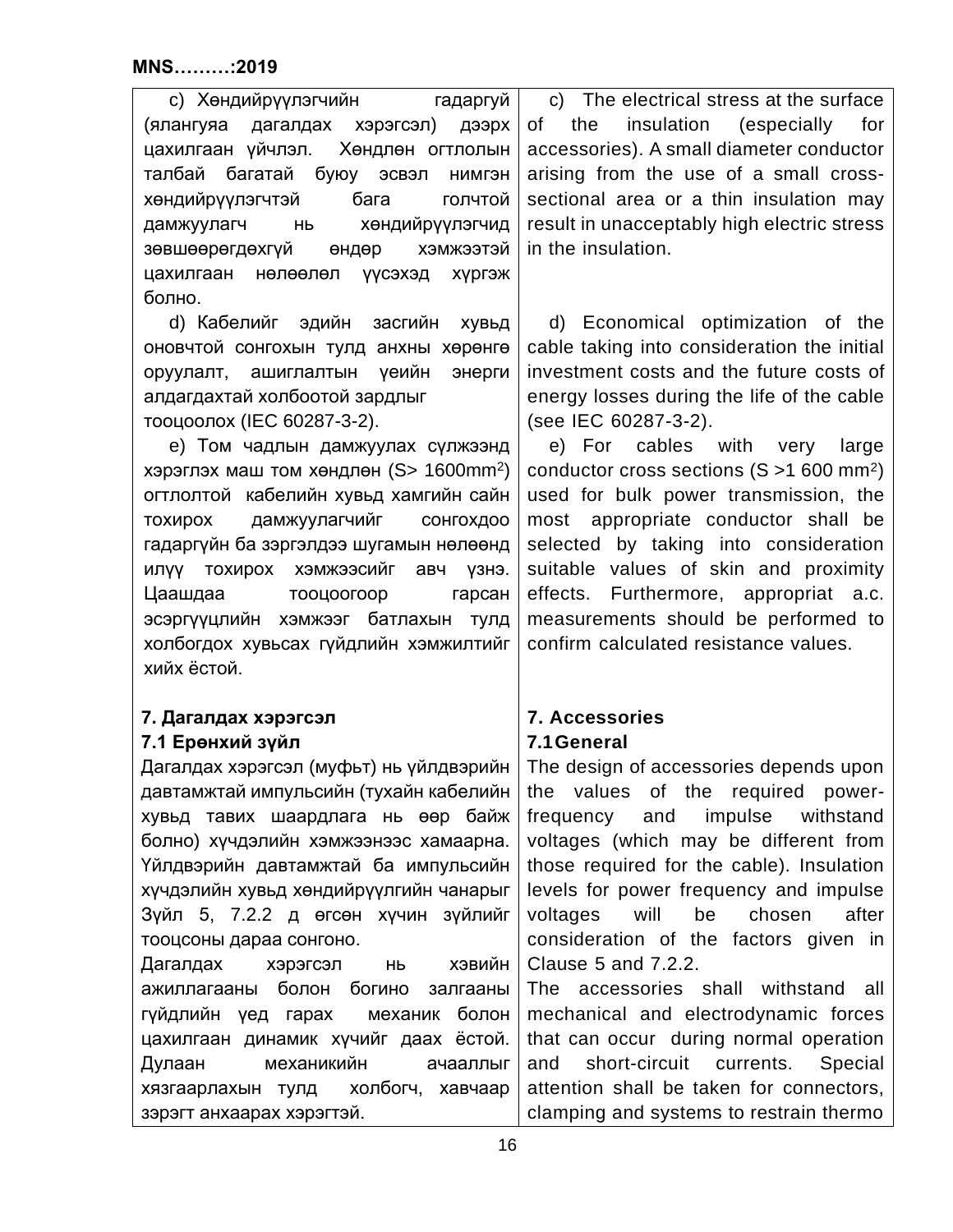| | |
|---|---|
| c) Хөндийрүүлэгчийн гадаргуй (ялангуяа дагалдах хэрэгсэл) дээрх цахилгаан үйчлэл. Хөндлөн огтлолын талбай багатай буюу эсвэл нимгэн хөндийрүүлэгчтэй бага голчтой дамжуулагч нь хөндийрүүлэгчид зөвшөөрөгдөхгүй өндөр хэмжээтэй цахилгаан нөлөөлөл үүсэхэд хүргэж болно. | c) The electrical stress at the surface of the insulation (especially for accessories). A small diameter conductor arising from the use of a small cross-sectional area or a thin insulation may result in unacceptably high electric stress in the insulation. |
| d) Кабелийг эдийн засгийн хувьд оновчтой сонгохын тулд анхны хөрөнгө оруулалт, ашиглалтын үеийн энерги алдагдахтай холбоотой зардлыг тооцоолох (IEC 60287-3-2). | d) Economical optimization of the cable taking into consideration the initial investment costs and the future costs of energy losses during the life of the cable (see IEC 60287-3-2). |
| e) Том чадлын дамжуулах сүлжээнд хэрэглэх маш том хөндлөн (S> 1600mm²) огтлолтой кабелийн хувьд хамгийн сайн тохирох дамжуулагчийг сонгохдоо гадаргуйн ба зэргэлдээ шугамын нөлөөнд илүү тохирох хэмжээсийг авч үзнэ. Цаашдаа тооцоогоор гарсан эсэргүүцлийн хэмжээг батлахын тулд холбогдох хувьсах гүйдлийн хэмжилтийг хийх ёстой. | e) For cables with very large conductor cross sections (S >1 600 mm²) used for bulk power transmission, the most appropriate conductor shall be selected by taking into consideration suitable values of skin and proximity effects. Furthermore, appropriat a.c. measurements should be performed to confirm calculated resistance values. |
| **7. Дагалдах хэрэгсэл** | **7. Accessories** |
| **7.1 Ерөнхий зүйл** | **7.1 General** |
| Дагалдах хэрэгсэл (муфьт) нь үйлдвэрийн давтамжтай импульсийн (тухайн кабелийн хувьд тавих шаардлага нь өөр байж болно) хүчдэлийн хэмжээнээс хамаарна. Үйлдвэрийн давтамжтай ба импульсийн хүчдэлийн хувьд хөндийрүүлгийн чанарыг Зүйл 5, 7.2.2 д өгсөн хүчин зүйлийг тооцсоны дараа сонгоно. | The design of accessories depends upon the values of the required power-frequency and impulse withstand voltages (which may be different from those required for the cable). Insulation levels for power frequency and impulse voltages will be chosen after consideration of the factors given in Clause 5 and 7.2.2. |
| Дагалдах хэрэгсэл нь хэвийн ажиллагааны болон богино залгааны гүйдлийн үед гарах механик болон цахилгаан динамик хүчийг даах ёстой. Дулаан механикийн ачааллыг хязгаарлахын тулд холбогч, хавчаар зэрэгт анхаарах хэрэгтэй. | The accessories shall withstand all mechanical and electrodynamic forces that can occur during normal operation and short-circuit currents. Special attention shall be taken for connectors, clamping and systems to restrain thermo |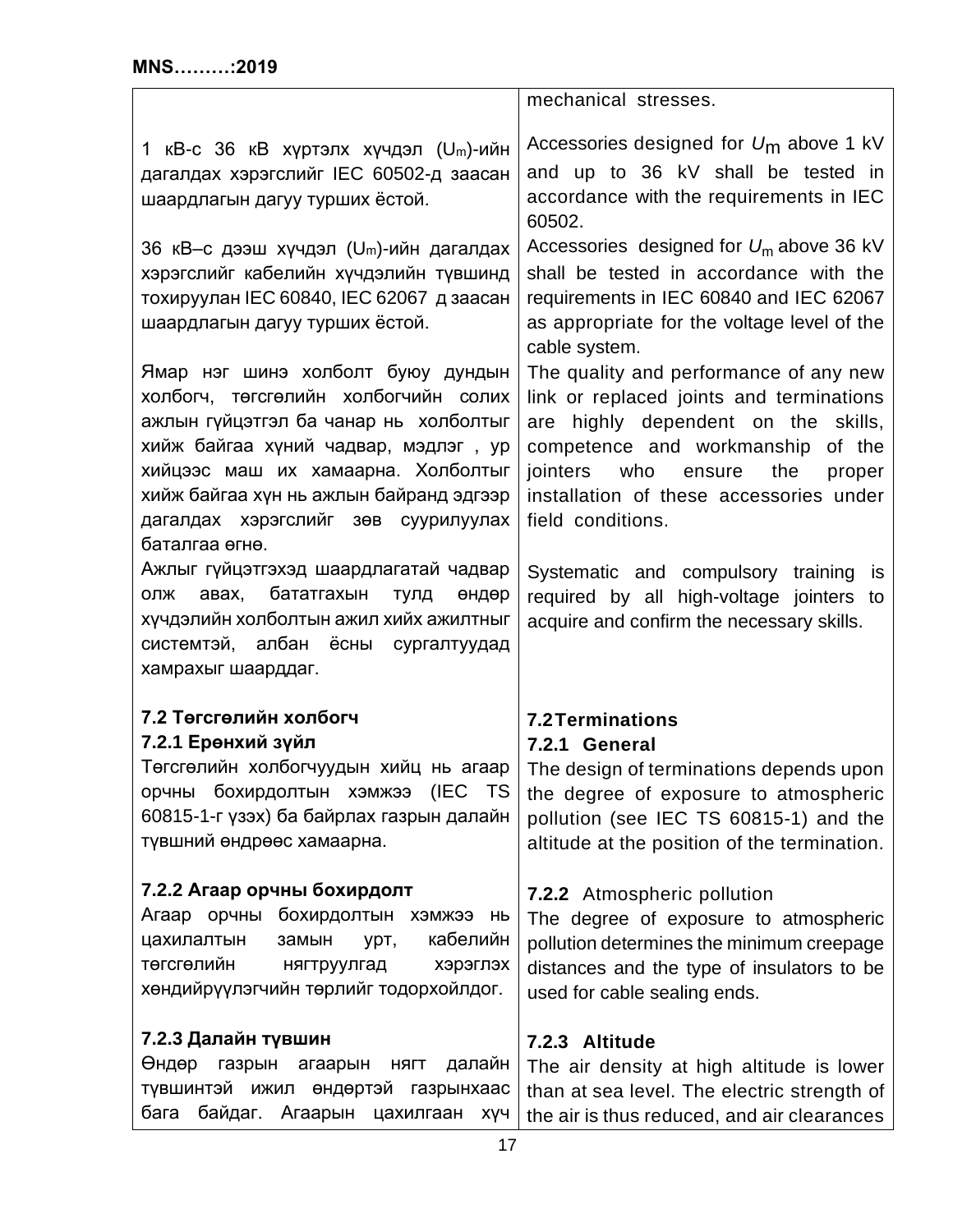| | |
|---|---|
| | mechanical stresses. |
| 1 кВ-с 36 кВ хүртэлх хүчдэл ($U_m$)-ийн дагалдах хэрэгслийг IEC 60502-д заасан шаардлагын дагуу турших ёстой. | Accessories designed for $U_m$ above 1 kV and up to 36 kV shall be tested in accordance with the requirements in IEC 60502. |
| 36 кВ–с дээш хүчдэл ($U_m$)-ийн дагалдах хэрэгслийг кабелийн хүчдэлийн түвшинд тохируулан IEC 60840, IEC 62067 д заасан шаардлагын дагуу турших ёстой. | Accessories designed for $U_m$ above 36 kV shall be tested in accordance with the requirements in IEC 60840 and IEC 62067 as appropriate for the voltage level of the cable system. |
| Ямар нэг шинэ холболт буюу дундын холбогч, төгсгөлийн холбогчийн солих ажлын гүйцэтгэл ба чанар нь холболтыг хийж байгаа хүний чадвар, мэдлэг , ур хийцээс маш их хамаарна. Холболтыг хийж байгаа хүн нь ажлын байранд эдгээр дагалдах хэрэгслийг зөв суурилуулах баталгаа өгнө. | The quality and performance of any new link or replaced joints and terminations are highly dependent on the skills, competence and workmanship of the jointers who ensure the proper installation of these accessories under field conditions. |
| Ажлыг гүйцэтгэхэд шаардлагатай чадвар олж авах, бататгахын тулд өндөр хүчдэлийн холболтын ажил хийх ажилтныг системтэй, албан ёсны сургалтуудад хамрахыг шаарддаг. | Systematic and compulsory training is required by all high-voltage jointers to acquire and confirm the necessary skills. |
| **7.2 Төгсгөлийн холбогч** | **7.2 Terminations** |
| **7.2.1 Ерөнхий зүйл** | **7.2.1 General** |
| Төгсгөлийн холбогчуудын хийц нь агаар орчны бохирдолтын хэмжээ (IEC TS 60815-1-г үзэх) ба байрлах газрын далайн түвшний өндрөөс хамаарна. | The design of terminations depends upon the degree of exposure to atmospheric pollution (see IEC TS 60815-1) and the altitude at the position of the termination. |
| **7.2.2 Агаар орчны бохирдолт** | **7.2.2** Atmospheric pollution |
| Агаар орчны бохирдолтын хэмжээ нь цахилалтын замын урт, кабелийн төгсгөлийн нягтруулгад хэрэглэх хөндийрүүлэгчийн төрлийг тодорхойлдог. | The degree of exposure to atmospheric pollution determines the minimum creepage distances and the type of insulators to be used for cable sealing ends. |
| **7.2.3 Далайн түвшин** | **7.2.3 Altitude** |
| Өндөр газрын агаарын нягт далайн түвшинтэй ижил өндөртэй газрынхаас бага байдаг. Агаарын цахилгаан хүч | The air density at high altitude is lower than at sea level. The electric strength of the air is thus reduced, and air clearances |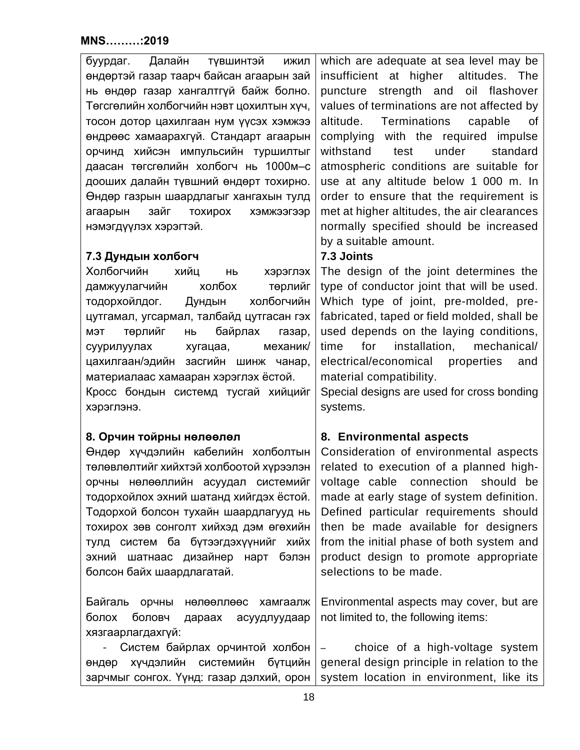| | |
|---|---|
| буурдаг. Далайн түвшинтэй ижил өндөртэй газар таарч байсан агаарын зай нь өндөр газар хангалтгүй байж болно. Төгсгөлийн холбогчийн нэвт цохилтын хүч, тосон дотор цахилгаан нум үүсэх хэмжээ өндрөөс хамаарахгүй. Стандарт агаарын орчинд хийсэн импульсийн туршилтыг даасан төгсгөлийн холбогч нь 1000м–с доош​их далайн түвшний өндөрт тохирно. Өндөр газрын шаардлагыг хангахын тулд агаарын зайг тохирох хэмжээгээр нэмэгдүүлэх хэрэгтэй. | which are adequate at sea level may be insufficient at higher altitudes. The puncture strength and oil flashover values of terminations are not affected by altitude. Terminations capable of complying with the required impulse withstand test under standard atmospheric conditions are suitable for use at any altitude below 1 000 m. In order to ensure that the requirement is met at higher altitudes, the air clearances normally specified should be increased by a suitable amount. |
| **7.3 Дундын холбогч** | **7.3 Joints** |
| Холбогчийн хийц нь хэрэглэх дамжуулагчийн холбох төрлийг тодорхойлдог. Дундын холбогчийн цутгамал, угсармал, талбайд цутгасан гэх мэт төрлийг нь байрлах газар, суурилуулах хугацаа, механик/ цахилгаан/эдийн засгийн шинж чанар, материалаас хамаарах хэрэглэх ёстой.<br>Кросс бондын системд тусгай хийцийг хэрэглэнэ. | The design of the joint determines the type of conductor joint that will be used. Which type of joint, pre-molded, pre-fabricated, taped or field molded, shall be used depends on the laying conditions, time for installation, mechanical/ electrical/economical properties and material compatibility.<br>Special designs are used for cross bonding systems. |
| **8. Орчин тойрны нөлөөлөл** | **8. Environmental aspects** |
| Өндөр хүчдэлийн кабелийн холболтын төлөвлөлтийг хийхтэй холбоотой хүрээлэн орчны нөлөөллийн асуудал системийг тодорхойлох эхний шатанд хийгдэх ёстой. Тодорхой болсон тухайн шаардлагууд нь тохирох зөв сонголт хийхэд дэм өгөхийн тулд систем ба бүтээгдэхүүнийг хийх эхний шатнаас дизайнер нарт бэлэн болсон байх шаардлагатай. | Consideration of environmental aspects related to execution of a planned high-voltage cable connection should be made at early stage of system definition. Defined particular requirements should then be made available for designers from the initial phase of both system and product design to promote appropriate selections to be made. |
| Байгаль орчны нөлөөллөөс хамгаалж болох боловч дараах асуудлуудаар хязгаарлагдахгүй: | Environmental aspects may cover, but are not limited to, the following items: |
| - Систем байрлах орчинтой холбон өндөр хүчдэлийн системийн бүтцийн зарчмыг сонгох. Үүнд: газар дэлхий, орон | – choice of a high-voltage system general design principle in relation to the system location in environment, like its |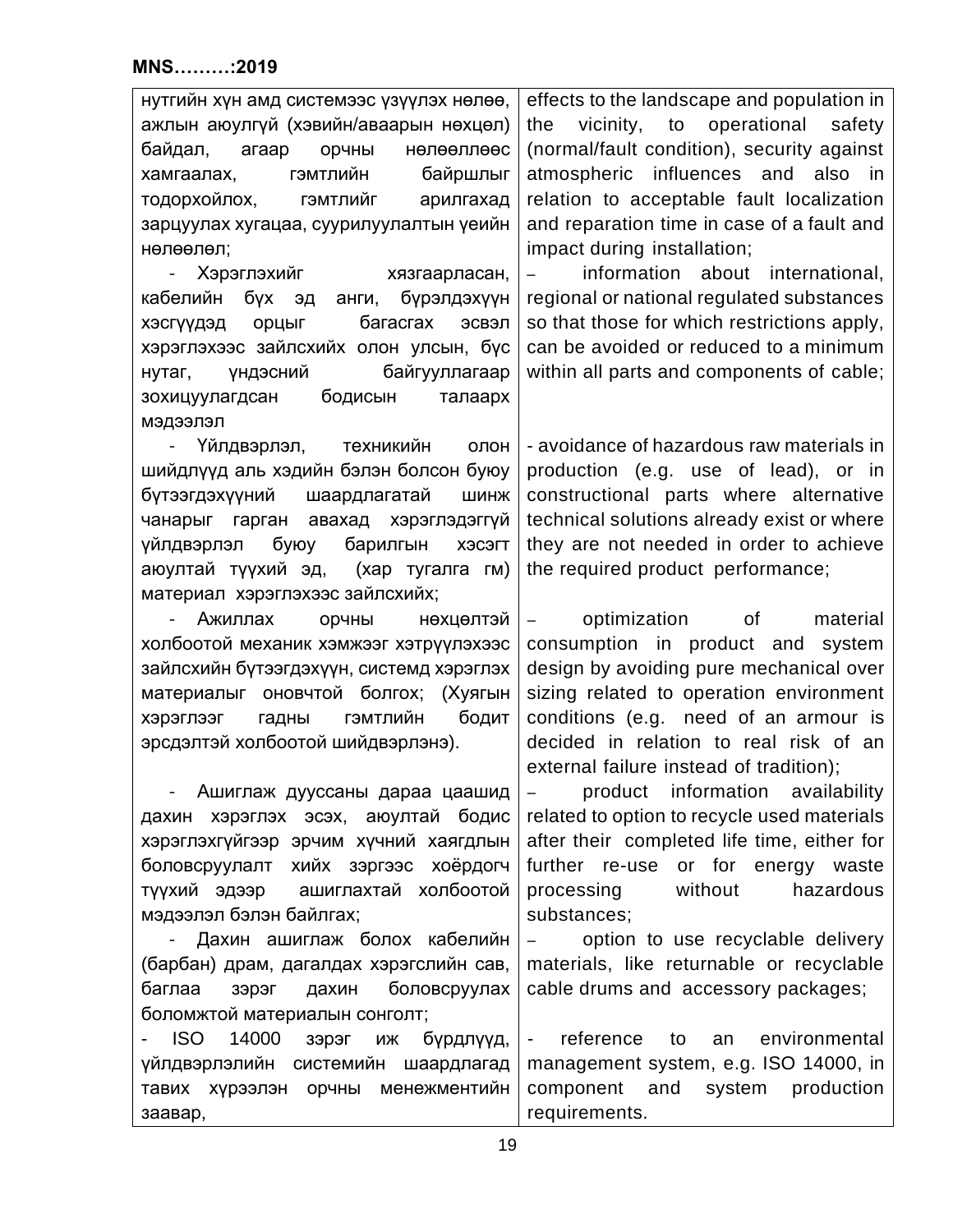| нутгийн хүн амд системээс үзүүлэх нөлөө, ажлын аюулгүй (хэвийн/аваарын нөхцөл) байдал, агаар орчны нөлөөллөөс хамгаалах, гэмтлийн байршлыг тодорхойлох, гэмтлийг арилгахад зарцуулах хугацаа, суурилуулалтын үеийн нөлөөлөл; | effects to the landscape and population in the vicinity, to operational safety (normal/fault condition), security against atmospheric influences and also in relation to acceptable fault localization and reparation time in case of a fault and impact during installation; |
|---|---|
| - Хэрэглэхийг хязгаарласан, кабелийн бүх эд анги, бүрэлдэхүүн хэсгүүдэд орцыг багасгах эсвэл хэрэглэхээс зайлсхийх олон улсын, бүс нутаг, үндэсний байгууллагаар зохицуулагдсан бодисын талаарх мэдээлэл | – information about international, regional or national regulated substances so that those for which restrictions apply, can be avoided or reduced to a minimum within all parts and components of cable; |
| - Үйлдвэрлэл, техникийн олон шийдлүүд аль хэдийн бэлэн болсон буюу бүтээгдэхүүний шаардлагатай шинж чанарыг гарган авахад хэрэглэдэггүй үйлдвэрлэл буюу барилгын хэсэгт аюултай түүхий эд, (хар тугалга гм) материал хэрэглэхээс зайлсхийх; | - avoidance of hazardous raw materials in production (e.g. use of lead), or in constructional parts where alternative technical solutions already exist or where they are not needed in order to achieve the required product performance; |
| - Ажиллах орчны нөхцөлтэй холбоотой механик хэмжээг хэтрүүлэхээс зайлсхийх бүтээгдэхүүн, системд хэрэглэх материалыг оновчтой болгох; (Хуягын хэрэглээг гадны гэмтлийн бодит эрсдэлтэй холбоотой шийдвэрлэнэ). | – optimization of material consumption in product and system design by avoiding pure mechanical over sizing related to operation environment conditions (e.g. need of an armour is decided in relation to real risk of an external failure instead of tradition); |
| - Ашиглаж дууссаны дараа цаашид дахин хэрэглэх эсэх, аюултай бодис хэрэглэхгүйгээр эрчим хүчний хаягдлын боловсруулалт хийх зэргээс хоёрдогч түүхий эдээр ашиглахтай холбоотой мэдээлэл бэлэн байлгах; | – product information availability related to option to recycle used materials after their completed life time, either for further re-use or for energy waste processing without hazardous substances; |
| - Дахин ашиглаж болох кабелийн (барбан) драм, дагалдах хэрэгслийн сав, баглаа зэрэг дахин боловсруулах боломжтой материалын сонголт; | – option to use recyclable delivery materials, like returnable or recyclable cable drums and accessory packages; |
| - ISO 14000 зэрэг иж бүрдлүүд, үйлдвэрлэлийн системийн шаардлагад тавих хүрээлэн орчны менежментийн заавар, | - reference to an environmental management system, e.g. ISO 14000, in component and system production requirements. |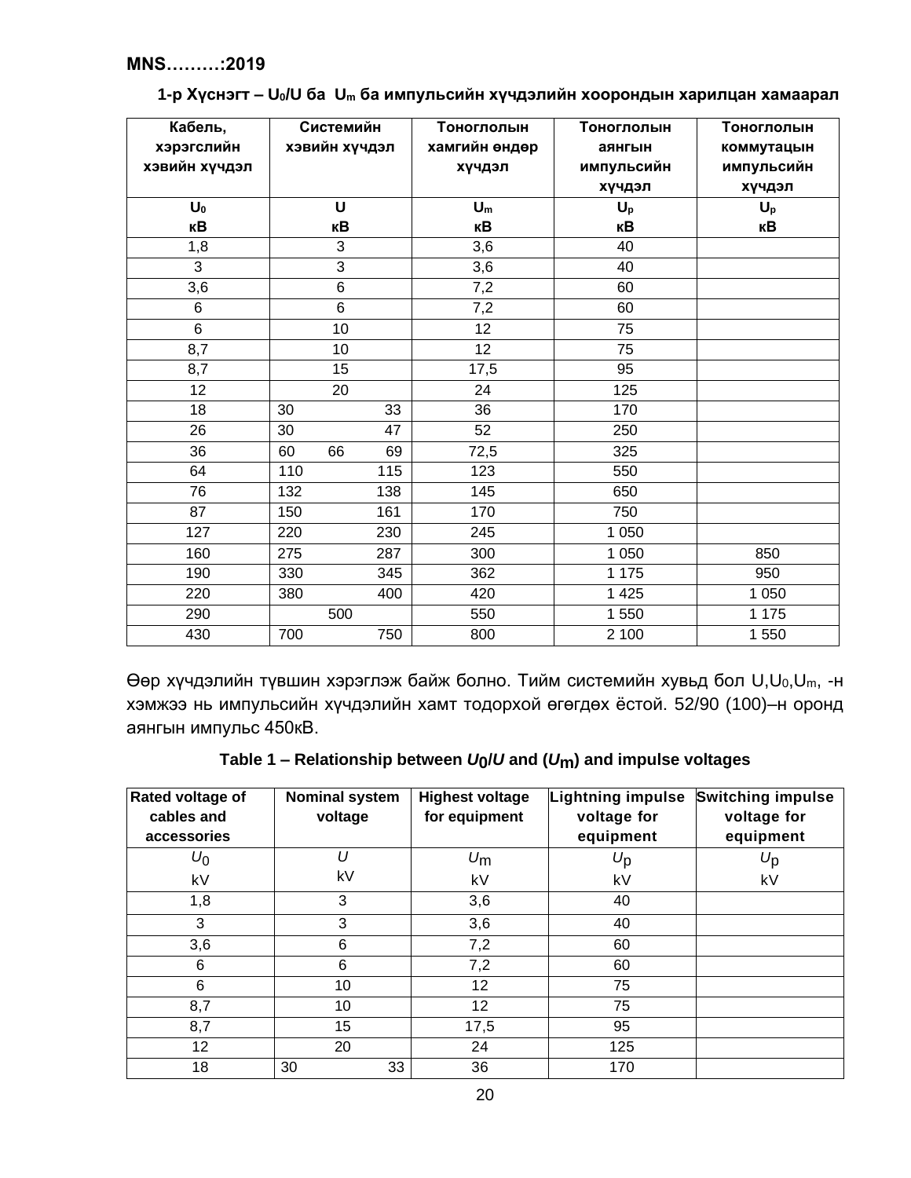MNS………:2019

**1-р Хүснэгт – $U_0/U$ ба $U_m$ ба импульсийн хүчдэлийн хоорондын харилцан хамаарал**

| Кабель, хэрэгслийн хэвийн хүчдэл | Системийн хэвийн хүчдэл | Тоноглолын хамгийн өндөр хүчдэл | Тоноглолын аянгын импульсийн хүчдэл | Тоноглолын коммутацын импульсийн хүчдэл |
|---|---|---|---|---|
| $U_0$ кВ | $U$ кВ | $U_m$ кВ | $U_p$ кВ | $U_p$ кВ |
| 1,8 | 3 | 3,6 | 40 | |
| 3 | 3 | 3,6 | 40 | |
| 3,6 | 6 | 7,2 | 60 | |
| 6 | 6 | 7,2 | 60 | |
| 6 | 10 | 12 | 75 | |
| 8,7 | 10 | 12 | 75 | |
| 8,7 | 15 | 17,5 | 95 | |
| 12 | 20 | 24 | 125 | |
| 18 | 30 33 | 36 | 170 | |
| 26 | 30 47 | 52 | 250 | |
| 36 | 60 66 69 | 72,5 | 325 | |
| 64 | 110 115 | 123 | 550 | |
| 76 | 132 138 | 145 | 650 | |
| 87 | 150 161 | 170 | 750 | |
| 127 | 220 230 | 245 | 1 050 | |
| 160 | 275 287 | 300 | 1 050 | 850 |
| 190 | 330 345 | 362 | 1 175 | 950 |
| 220 | 380 400 | 420 | 1 425 | 1 050 |
| 290 | 500 | 550 | 1 550 | 1 175 |
| 430 | 700 750 | 800 | 2 100 | 1 550 |

Өөр хүчдэлийн түвшин хэрэглэж байж болно. Тийм системийн хувьд бол $U, U_0, U_m$, -н хэмжээ нь импульсийн хүчдэлийн хамт тодорхой өгөгдөх ёстой. 52/90 (100)–н оронд аянгын импульс 450кВ.

**Table 1 – Relationship between $U_0/U$ and ($U_m$) and impulse voltages**

| Rated voltage of cables and accessories | Nominal system voltage | Highest voltage for equipment | Lightning impulse voltage for equipment | Switching impulse voltage for equipment |
|---|---|---|---|---|
| $U_0$ kV | $U$ kV | $U_m$ kV | $U_p$ kV | $U_p$ kV |
| 1,8 | 3 | 3,6 | 40 | |
| 3 | 3 | 3,6 | 40 | |
| 3,6 | 6 | 7,2 | 60 | |
| 6 | 6 | 7,2 | 60 | |
| 6 | 10 | 12 | 75 | |
| 8,7 | 10 | 12 | 75 | |
| 8,7 | 15 | 17,5 | 95 | |
| 12 | 20 | 24 | 125 | |
| 18 | 30 33 | 36 | 170 | |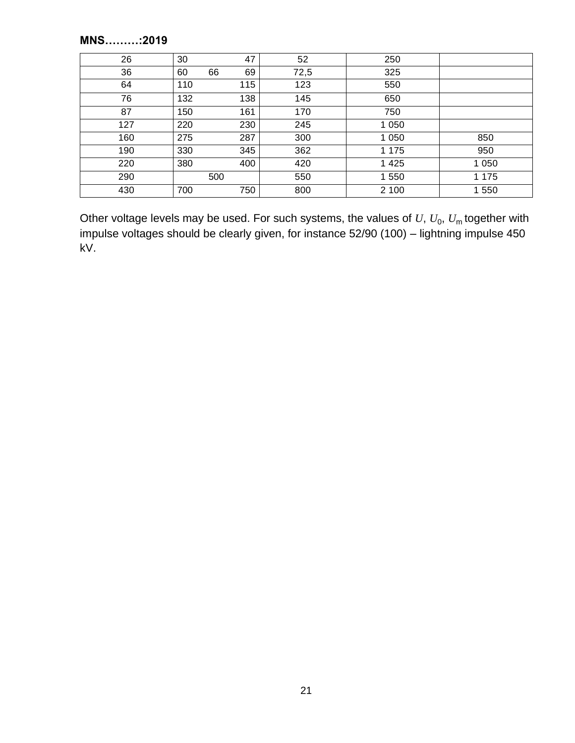| 26 | 30 47 | 52 | 250 | |
|---|---|---|---|---|
| 36 | 60 66 69 | 72,5 | 325 | |
| 64 | 110 115 | 123 | 550 | |
| 76 | 132 138 | 145 | 650 | |
| 87 | 150 161 | 170 | 750 | |
| 127 | 220 230 | 245 | 1 050 | |
| 160 | 275 287 | 300 | 1 050 | 850 |
| 190 | 330 345 | 362 | 1 175 | 950 |
| 220 | 380 400 | 420 | 1 425 | 1 050 |
| 290 | 500 | 550 | 1 550 | 1 175 |
| 430 | 700 750 | 800 | 2 100 | 1 550 |

Other voltage levels may be used. For such systems, the values of $U$, $U_0$, $U_m$ together with impulse voltages should be clearly given, for instance 52/90 (100) – lightning impulse 450 kV.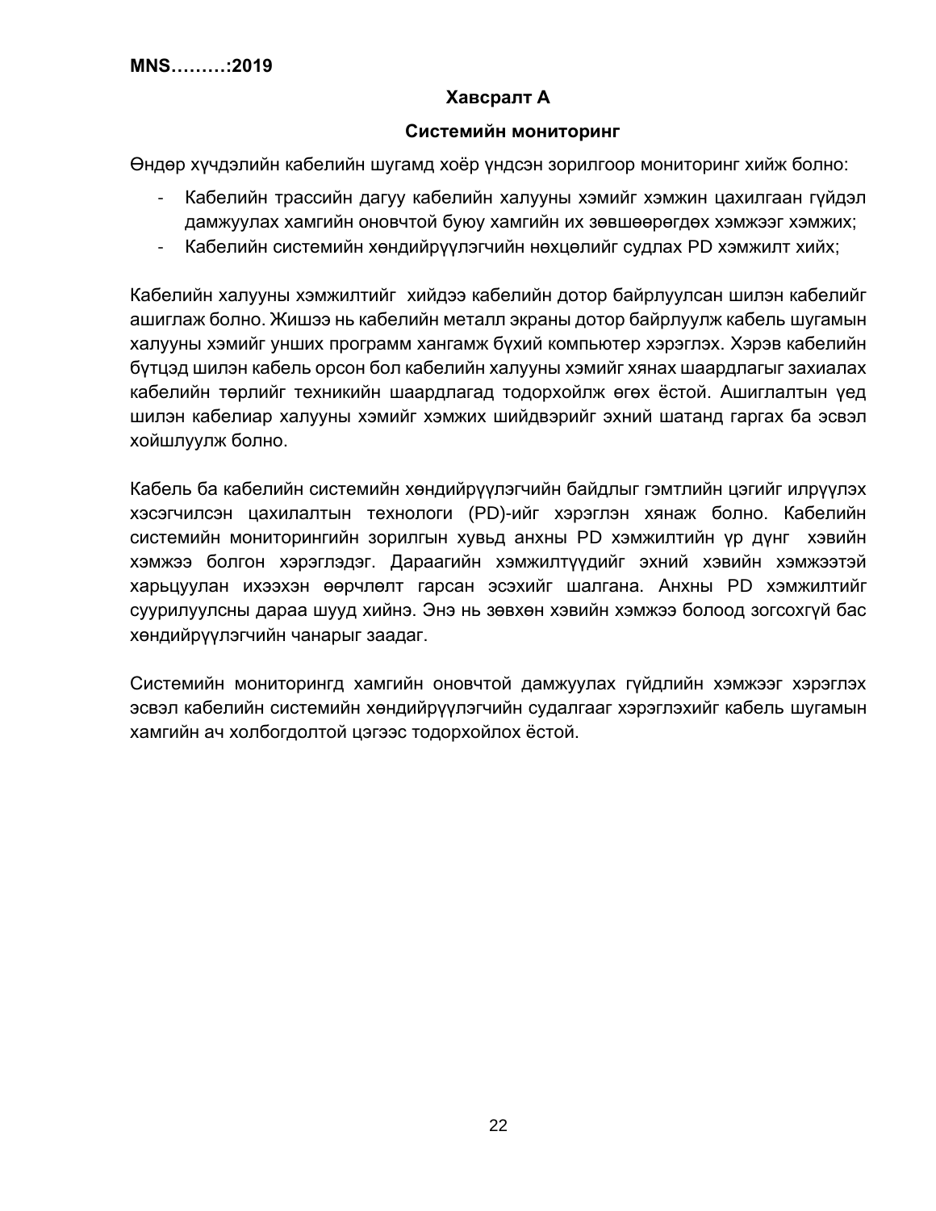## Хавсралт A

## Системийн мониторинг

Өндөр хүчдэлийн кабелийн шугамд хоёр үндсэн зорилгоор мониторинг хийж болно:

- Кабелийн трассийн дагуу кабелийн халууны хэмийг хэмжин цахилгаан гүйдэл дамжуулах хамгийн оновчтой буюу хамгийн их зөвшөөрөгдөх хэмжээг хэмжих;
- Кабелийн системийн хөндийрүүлэгчийн нөхцөлийг судлах PD хэмжилт хийх;

Кабелийн халууны хэмжилтийг  хийдээ кабелийн дотор байрлуулсан шилэн кабелийг ашиглаж болно. Жишээ нь кабелийн металл экраны дотор байрлуулж кабель шугамын халууны хэмийг унших программ хангамж бүхий компьютер хэрэглэх. Хэрэв кабелийн бүтцэд шилэн кабель орсон бол кабелийн халууны хэмийг хянах шаардлагыг захиалах кабелийн төрлийг техникийн шаардлагад тодорхойлж өгөх ёстой. Ашиглалтын үед шилэн кабелиар халууны хэмийг хэмжих шийдвэрийг эхний шатанд гаргах ба эсвэл хойшлуулж болно.

Кабель ба кабелийн системийн хөндийрүүлэгчийн байдлыг гэмтлийн цэгийг илрүүлэх хэсэгчилсэн цахилалтын технологи (PD)-ийг хэрэглэн хянаж болно. Кабелийн системийн мониторингийн зорилгын хувьд анхны PD хэмжилтийн үр дүнг  хэвийн хэмжээ болгон хэрэглэдэг. Дараагийн хэмжилтүүдийг эхний хэвийн хэмжээтэй харьцуулан ихээхэн өөрчлөлт гарсан эсэхийг шалгана. Анхны PD хэмжилтийг суурилуулсны дараа шууд хийнэ. Энэ нь зөвхөн хэвийн хэмжээ болоод зогсохгүй бас хөндийрүүлэгчийн чанарыг заадаг.

Системийн мониторингд хамгийн оновчтой дамжуулах гүйдлийн хэмжээг хэрэглэх эсвэл кабелийн системийн хөндийрүүлэгчийн судалгааг хэрэглэхийг кабель шугамын хамгийн ач холбогдолтой цэгээс тодорхойлох ёстой.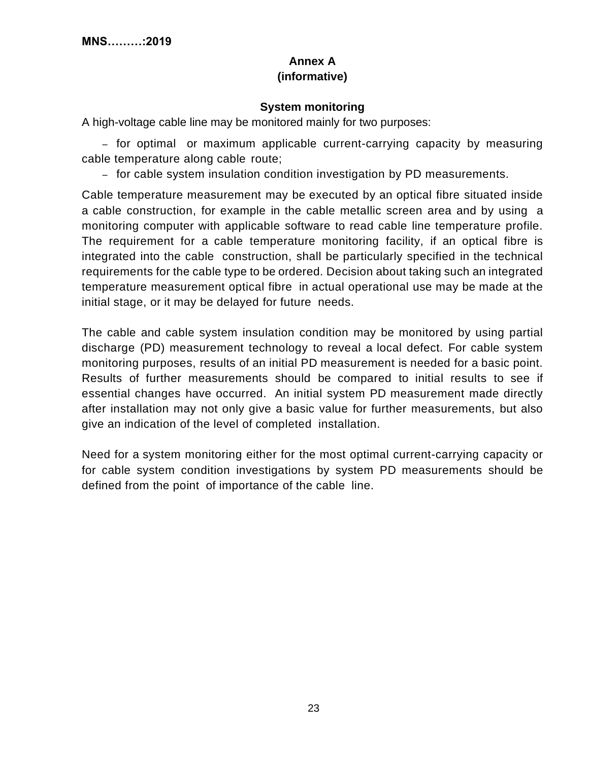## Annex A
## (informative)

### System monitoring

A high-voltage cable line may be monitored mainly for two purposes:

- for optimal or maximum applicable current-carrying capacity by measuring cable temperature along cable route;
- for cable system insulation condition investigation by PD measurements.

Cable temperature measurement may be executed by an optical fibre situated inside a cable construction, for example in the cable metallic screen area and by using a monitoring computer with applicable software to read cable line temperature profile. The requirement for a cable temperature monitoring facility, if an optical fibre is integrated into the cable construction, shall be particularly specified in the technical requirements for the cable type to be ordered. Decision about taking such an integrated temperature measurement optical fibre in actual operational use may be made at the initial stage, or it may be delayed for future needs.

The cable and cable system insulation condition may be monitored by using partial discharge (PD) measurement technology to reveal a local defect. For cable system monitoring purposes, results of an initial PD measurement is needed for a basic point. Results of further measurements should be compared to initial results to see if essential changes have occurred. An initial system PD measurement made directly after installation may not only give a basic value for further measurements, but also give an indication of the level of completed installation.

Need for a system monitoring either for the most optimal current-carrying capacity or for cable system condition investigations by system PD measurements should be defined from the point of importance of the cable line.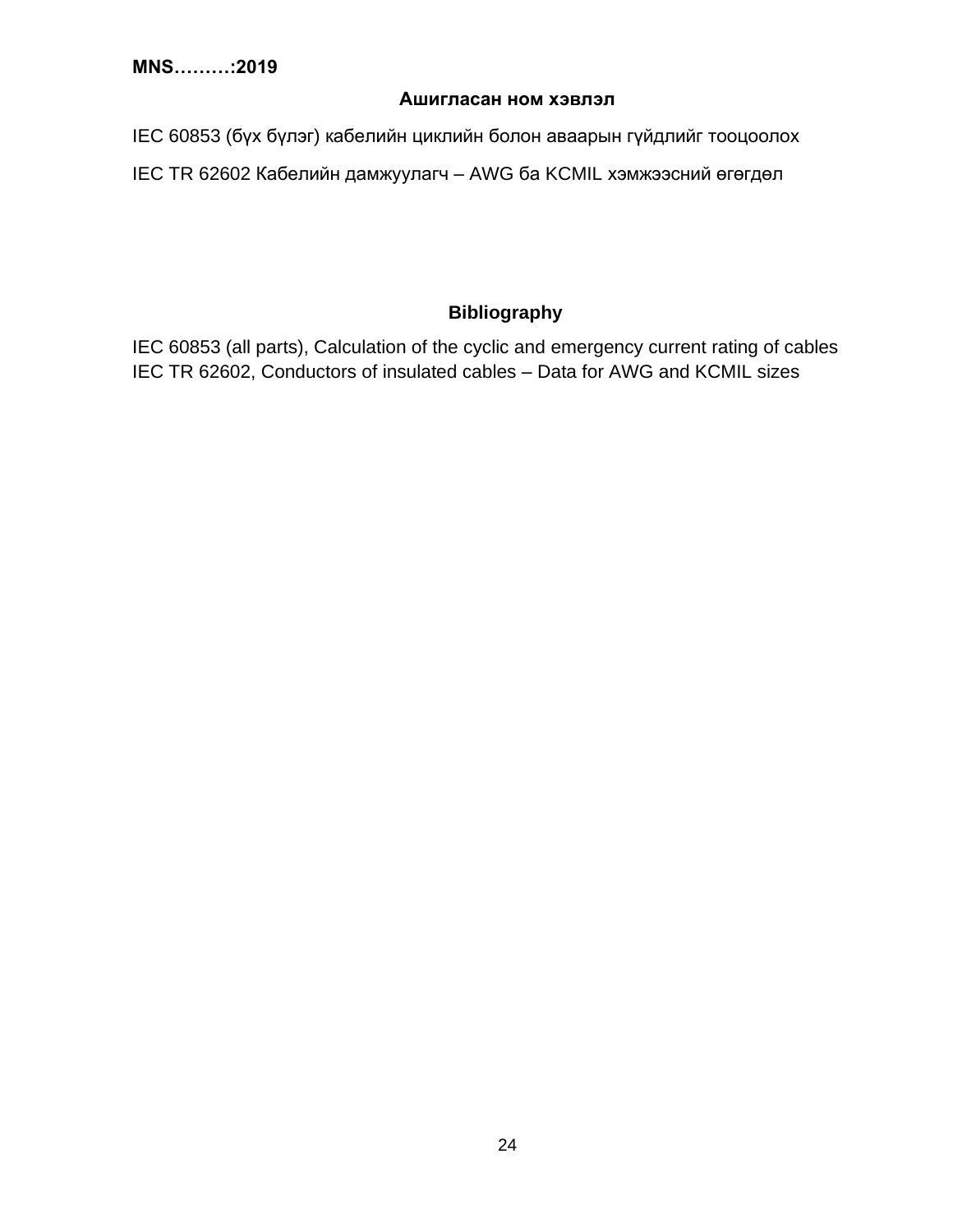## Ашигласан ном хэвлэл

IEC 60853 (бүх бүлэг) кабелийн циклийн болон аваарын гүйдлийг тооцоолох

IEC TR 62602 Кабелийн дамжуулагч – AWG ба KCMIL хэмжээсний өгөгдөл

## Bibliography

IEC 60853 (all parts), Calculation of the cyclic and emergency current rating of cables
IEC TR 62602, Conductors of insulated cables – Data for AWG and KCMIL sizes